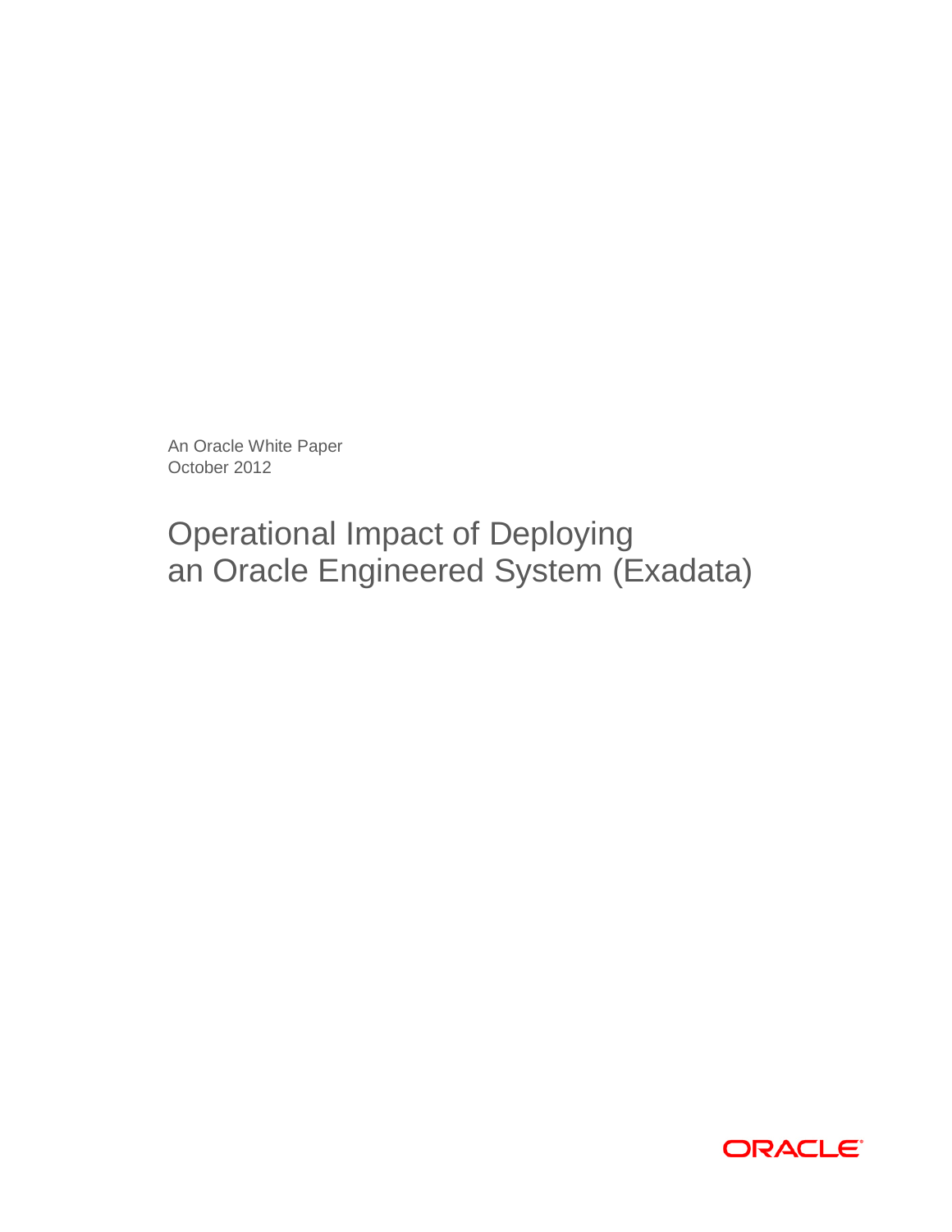An Oracle White Paper
October 2012

# Operational Impact of Deploying an Oracle Engineered System (Exadata)

ORACLE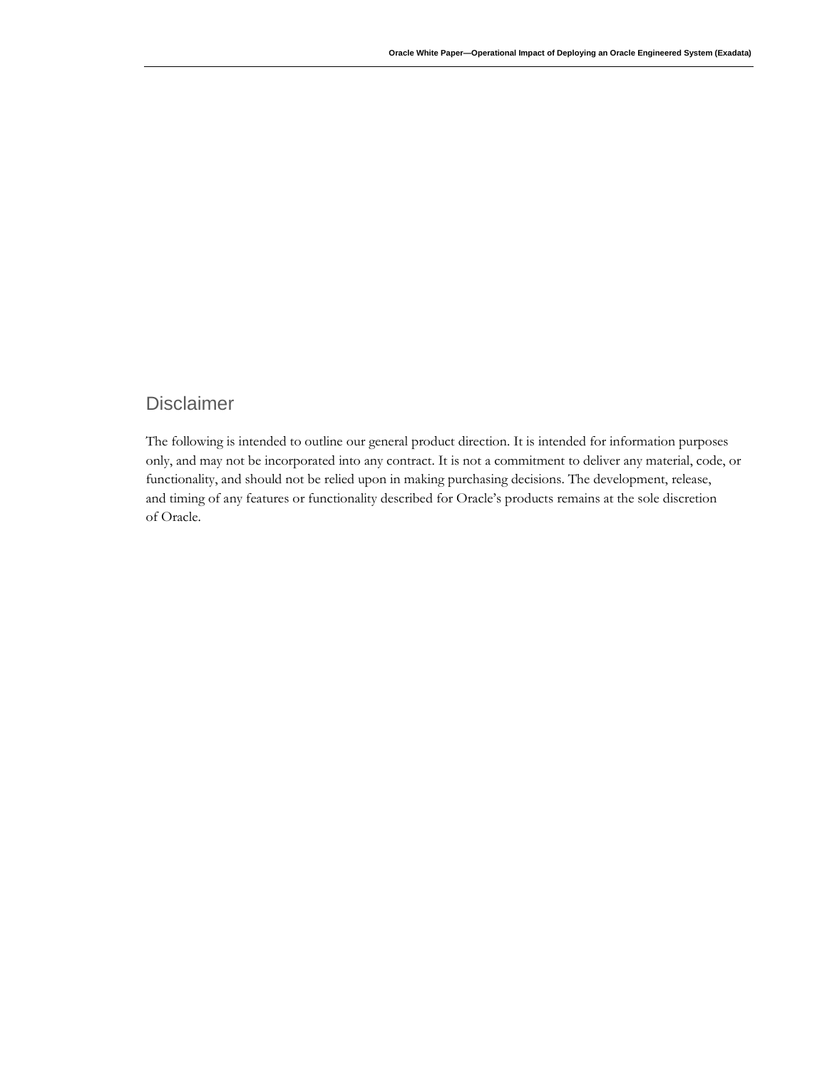## Disclaimer

The following is intended to outline our general product direction. It is intended for information purposes only, and may not be incorporated into any contract. It is not a commitment to deliver any material, code, or functionality, and should not be relied upon in making purchasing decisions. The development, release, and timing of any features or functionality described for Oracle's products remains at the sole discretion of Oracle.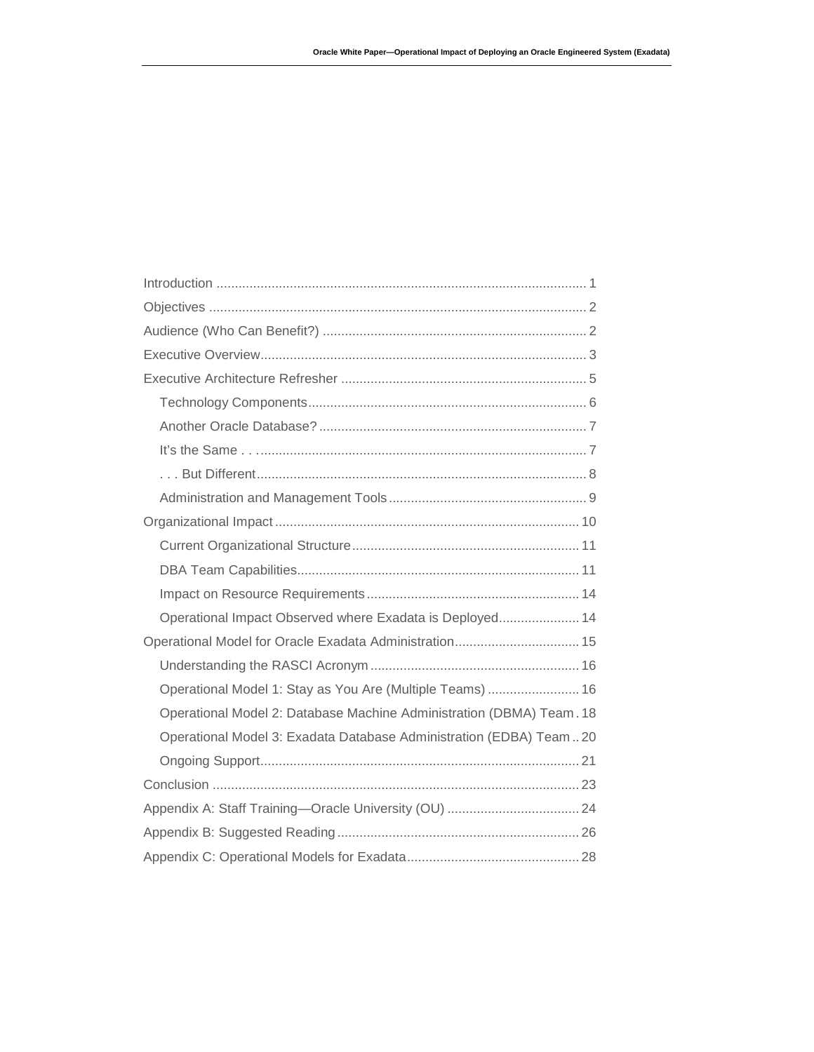Introduction ..................................................................................................... 1

Objectives ........................................................................................................ 2

Audience (Who Can Benefit?) ......................................................................... 2

Executive Overview.......................................................................................... 3

Executive Architecture Refresher ................................................................... 5

- Technology Components............................................................................. 6
- Another Oracle Database? .......................................................................... 7
- It's the Same . . . ......................................................................................... 7
- . . . But Different........................................................................................... 8
- Administration and Management Tools ....................................................... 9

Organizational Impact ...................................................................................... 10

- Current Organizational Structure ................................................................. 11
- DBA Team Capabilities................................................................................ 11
- Impact on Resource Requirements ............................................................. 14
- Operational Impact Observed where Exadata is Deployed.......................... 14

Operational Model for Oracle Exadata Administration.................................... 15

- Understanding the RASCI Acronym ............................................................ 16
- Operational Model 1: Stay as You Are (Multiple Teams) ............................ 16
- Operational Model 2: Database Machine Administration (DBMA) Team . 18
- Operational Model 3: Exadata Database Administration (EDBA) Team .. 20
- Ongoing Support.......................................................................................... 21

Conclusion ....................................................................................................... 23

Appendix A: Staff Training—Oracle University (OU) ....................................... 24

Appendix B: Suggested Reading ..................................................................... 26

Appendix C: Operational Models for Exadata.................................................. 28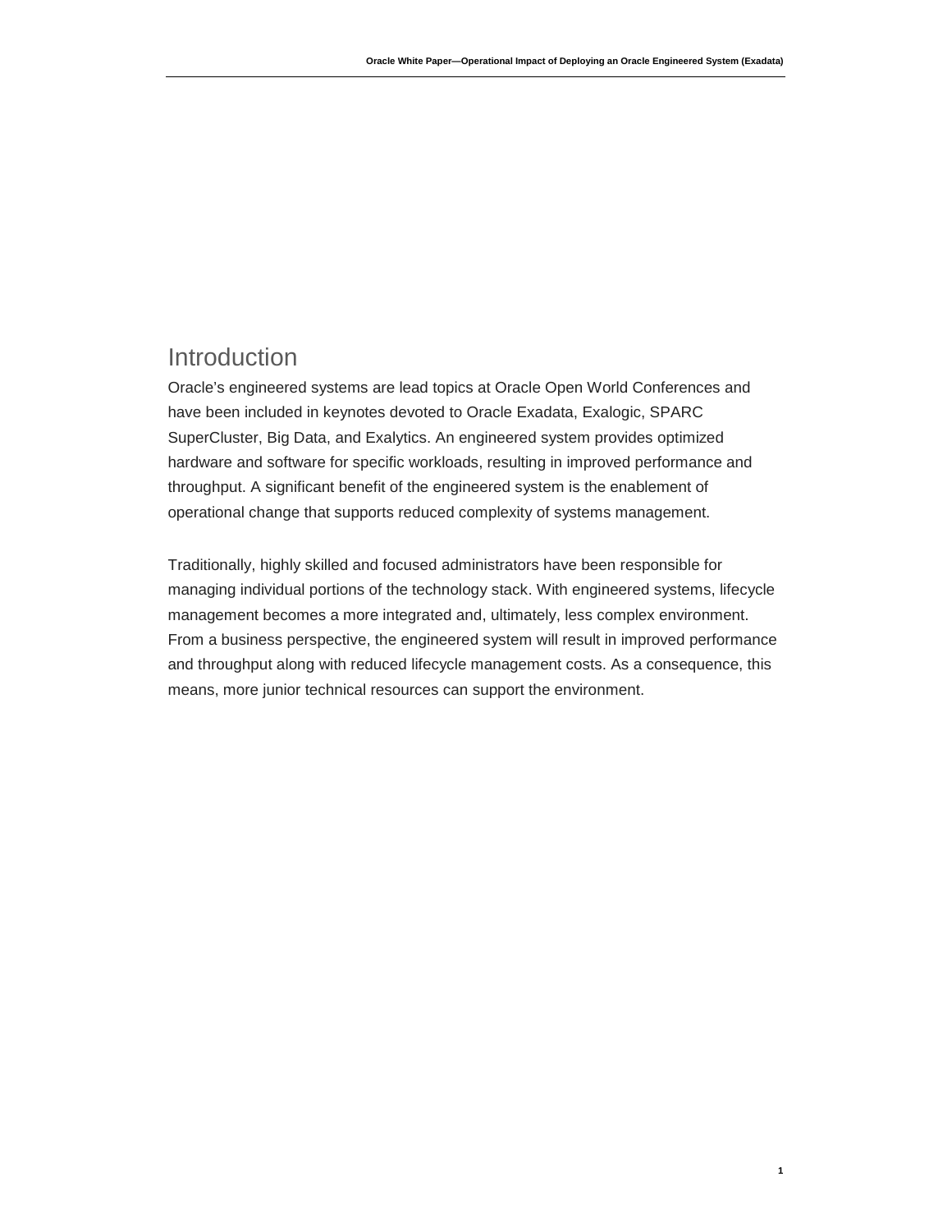# Introduction

Oracle's engineered systems are lead topics at Oracle Open World Conferences and have been included in keynotes devoted to Oracle Exadata, Exalogic, SPARC SuperCluster, Big Data, and Exalytics. An engineered system provides optimized hardware and software for specific workloads, resulting in improved performance and throughput. A significant benefit of the engineered system is the enablement of operational change that supports reduced complexity of systems management.

Traditionally, highly skilled and focused administrators have been responsible for managing individual portions of the technology stack. With engineered systems, lifecycle management becomes a more integrated and, ultimately, less complex environment. From a business perspective, the engineered system will result in improved performance and throughput along with reduced lifecycle management costs. As a consequence, this means, more junior technical resources can support the environment.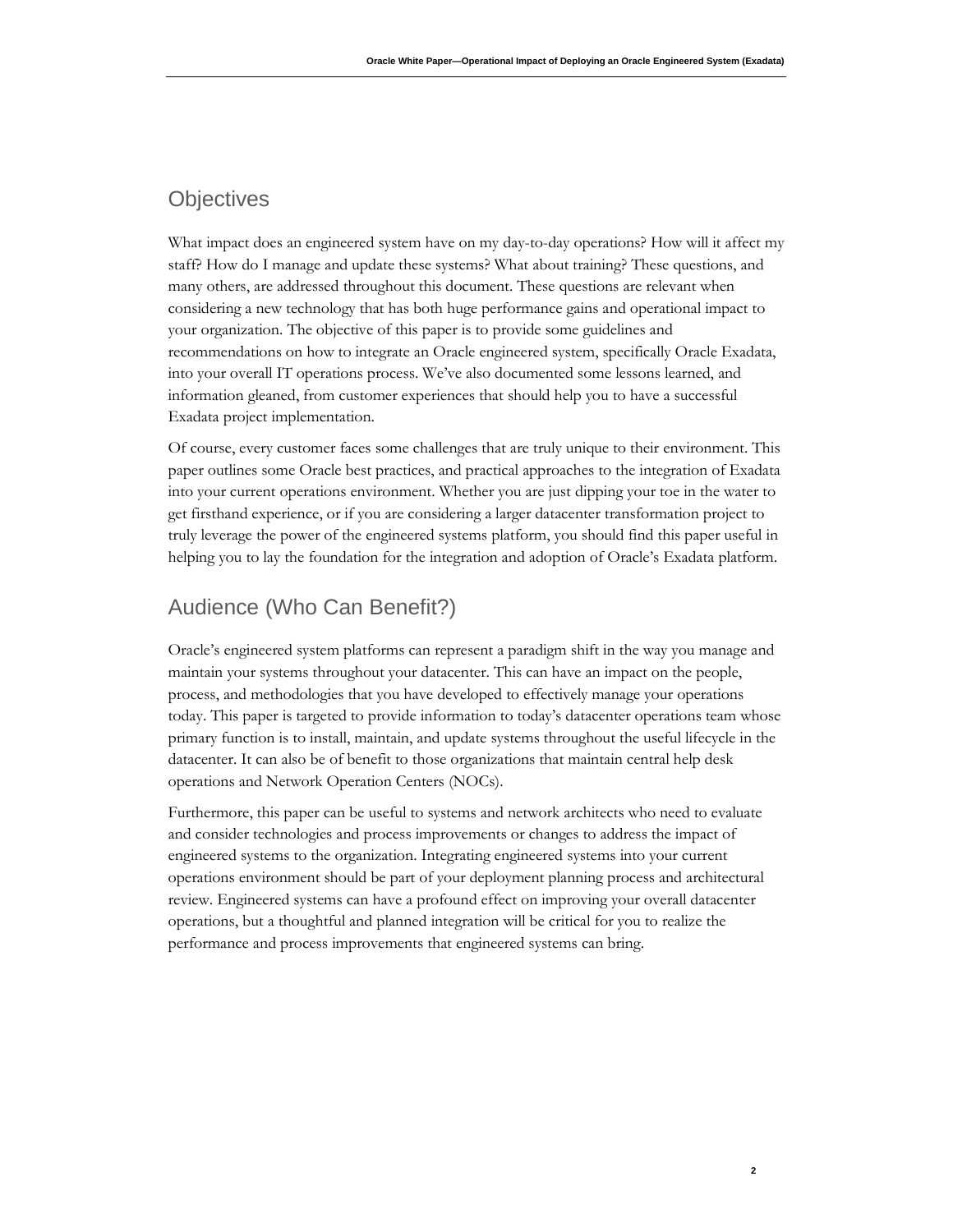## Objectives

What impact does an engineered system have on my day-to-day operations? How will it affect my staff? How do I manage and update these systems? What about training? These questions, and many others, are addressed throughout this document. These questions are relevant when considering a new technology that has both huge performance gains and operational impact to your organization. The objective of this paper is to provide some guidelines and recommendations on how to integrate an Oracle engineered system, specifically Oracle Exadata, into your overall IT operations process. We've also documented some lessons learned, and information gleaned, from customer experiences that should help you to have a successful Exadata project implementation.

Of course, every customer faces some challenges that are truly unique to their environment. This paper outlines some Oracle best practices, and practical approaches to the integration of Exadata into your current operations environment. Whether you are just dipping your toe in the water to get firsthand experience, or if you are considering a larger datacenter transformation project to truly leverage the power of the engineered systems platform, you should find this paper useful in helping you to lay the foundation for the integration and adoption of Oracle's Exadata platform.

## Audience (Who Can Benefit?)

Oracle's engineered system platforms can represent a paradigm shift in the way you manage and maintain your systems throughout your datacenter. This can have an impact on the people, process, and methodologies that you have developed to effectively manage your operations today. This paper is targeted to provide information to today's datacenter operations team whose primary function is to install, maintain, and update systems throughout the useful lifecycle in the datacenter. It can also be of benefit to those organizations that maintain central help desk operations and Network Operation Centers (NOCs).

Furthermore, this paper can be useful to systems and network architects who need to evaluate and consider technologies and process improvements or changes to address the impact of engineered systems to the organization. Integrating engineered systems into your current operations environment should be part of your deployment planning process and architectural review. Engineered systems can have a profound effect on improving your overall datacenter operations, but a thoughtful and planned integration will be critical for you to realize the performance and process improvements that engineered systems can bring.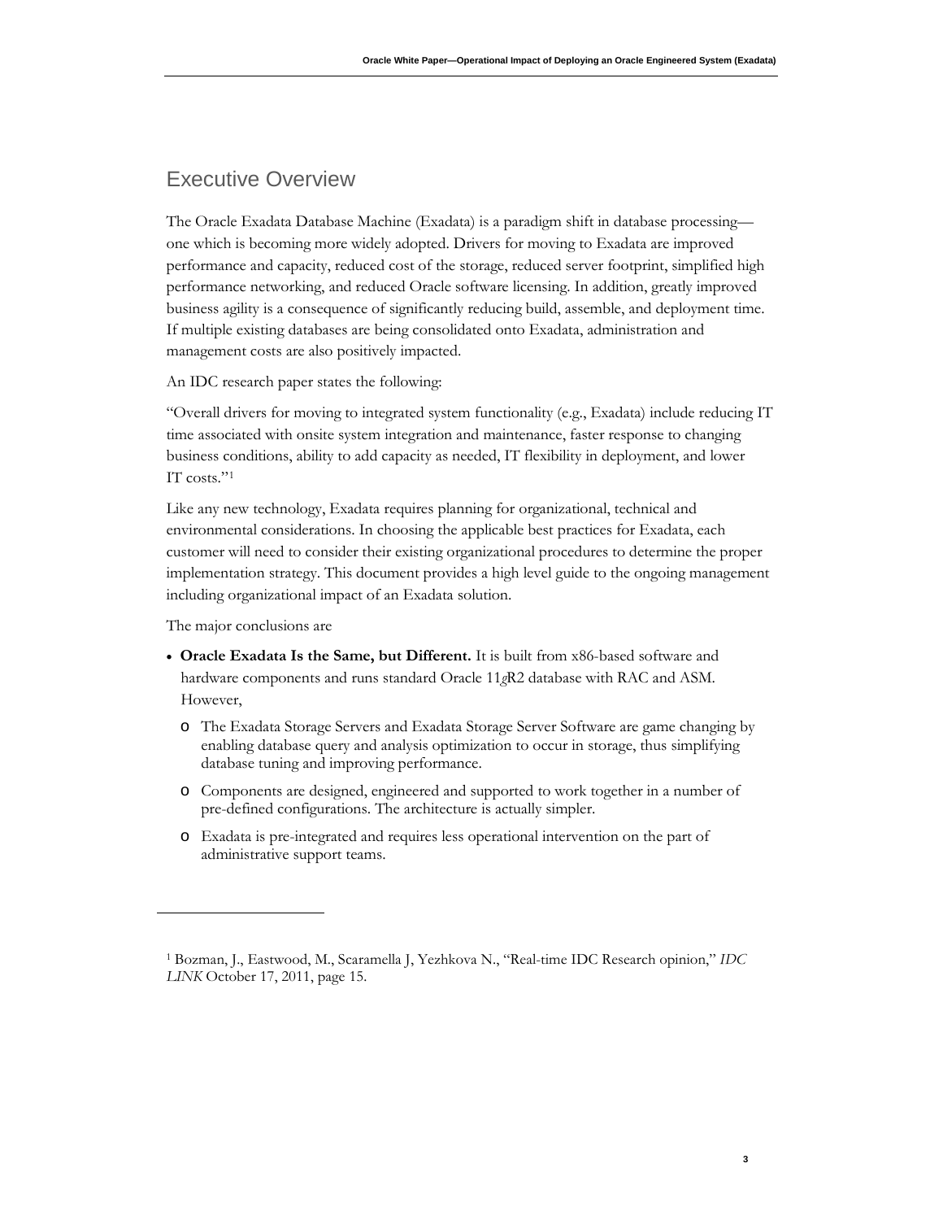## Executive Overview

The Oracle Exadata Database Machine (Exadata) is a paradigm shift in database processing—one which is becoming more widely adopted. Drivers for moving to Exadata are improved performance and capacity, reduced cost of the storage, reduced server footprint, simplified high performance networking, and reduced Oracle software licensing. In addition, greatly improved business agility is a consequence of significantly reducing build, assemble, and deployment time. If multiple existing databases are being consolidated onto Exadata, administration and management costs are also positively impacted.

An IDC research paper states the following:

"Overall drivers for moving to integrated system functionality (e.g., Exadata) include reducing IT time associated with onsite system integration and maintenance, faster response to changing business conditions, ability to add capacity as needed, IT flexibility in deployment, and lower IT costs."[1]

Like any new technology, Exadata requires planning for organizational, technical and environmental considerations. In choosing the applicable best practices for Exadata, each customer will need to consider their existing organizational procedures to determine the proper implementation strategy. This document provides a high level guide to the ongoing management including organizational impact of an Exadata solution.

The major conclusions are

- **Oracle Exadata Is the Same, but Different.** It is built from x86-based software and hardware components and runs standard Oracle 11*g*R2 database with RAC and ASM. However,
  - The Exadata Storage Servers and Exadata Storage Server Software are game changing by enabling database query and analysis optimization to occur in storage, thus simplifying database tuning and improving performance.
  - Components are designed, engineered and supported to work together in a number of pre-defined configurations. The architecture is actually simpler.
  - Exadata is pre-integrated and requires less operational intervention on the part of administrative support teams.

---

[1] Bozman, J., Eastwood, M., Scaramella J, Yezhkova N., "Real-time IDC Research opinion," *IDC LINK* October 17, 2011, page 15.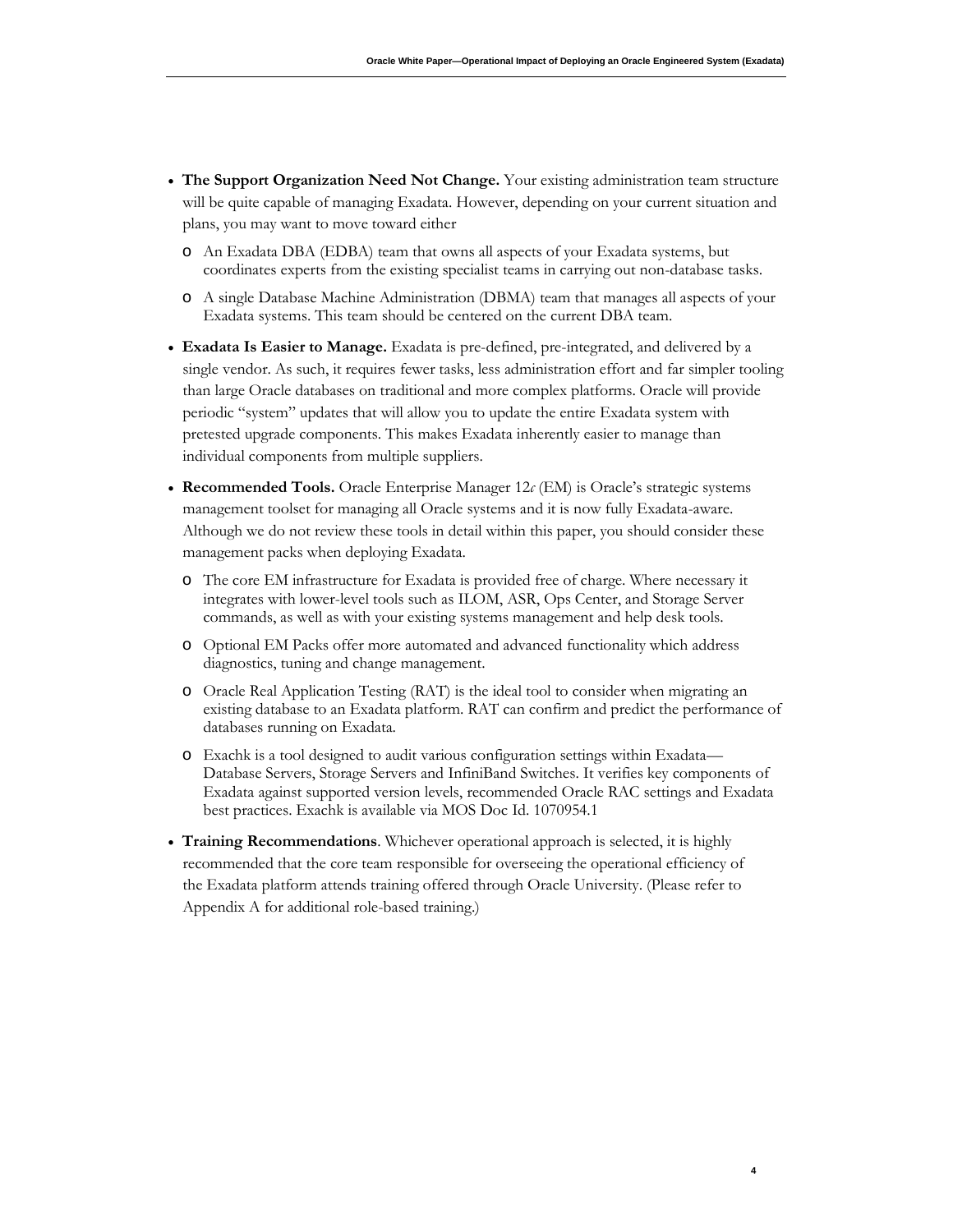- **The Support Organization Need Not Change.** Your existing administration team structure will be quite capable of managing Exadata. However, depending on your current situation and plans, you may want to move toward either
  - An Exadata DBA (EDBA) team that owns all aspects of your Exadata systems, but coordinates experts from the existing specialist teams in carrying out non-database tasks.
  - A single Database Machine Administration (DBMA) team that manages all aspects of your Exadata systems. This team should be centered on the current DBA team.
- **Exadata Is Easier to Manage.** Exadata is pre-defined, pre-integrated, and delivered by a single vendor. As such, it requires fewer tasks, less administration effort and far simpler tooling than large Oracle databases on traditional and more complex platforms. Oracle will provide periodic "system" updates that will allow you to update the entire Exadata system with pretested upgrade components. This makes Exadata inherently easier to manage than individual components from multiple suppliers.
- **Recommended Tools.** Oracle Enterprise Manager 12*c* (EM) is Oracle's strategic systems management toolset for managing all Oracle systems and it is now fully Exadata-aware. Although we do not review these tools in detail within this paper, you should consider these management packs when deploying Exadata.
  - The core EM infrastructure for Exadata is provided free of charge. Where necessary it integrates with lower-level tools such as ILOM, ASR, Ops Center, and Storage Server commands, as well as with your existing systems management and help desk tools.
  - Optional EM Packs offer more automated and advanced functionality which address diagnostics, tuning and change management.
  - Oracle Real Application Testing (RAT) is the ideal tool to consider when migrating an existing database to an Exadata platform. RAT can confirm and predict the performance of databases running on Exadata.
  - Exachk is a tool designed to audit various configuration settings within Exadata—Database Servers, Storage Servers and InfiniBand Switches. It verifies key components of Exadata against supported version levels, recommended Oracle RAC settings and Exadata best practices. Exachk is available via MOS Doc Id. 1070954.1
- **Training Recommendations**. Whichever operational approach is selected, it is highly recommended that the core team responsible for overseeing the operational efficiency of the Exadata platform attends training offered through Oracle University. (Please refer to Appendix A for additional role-based training.)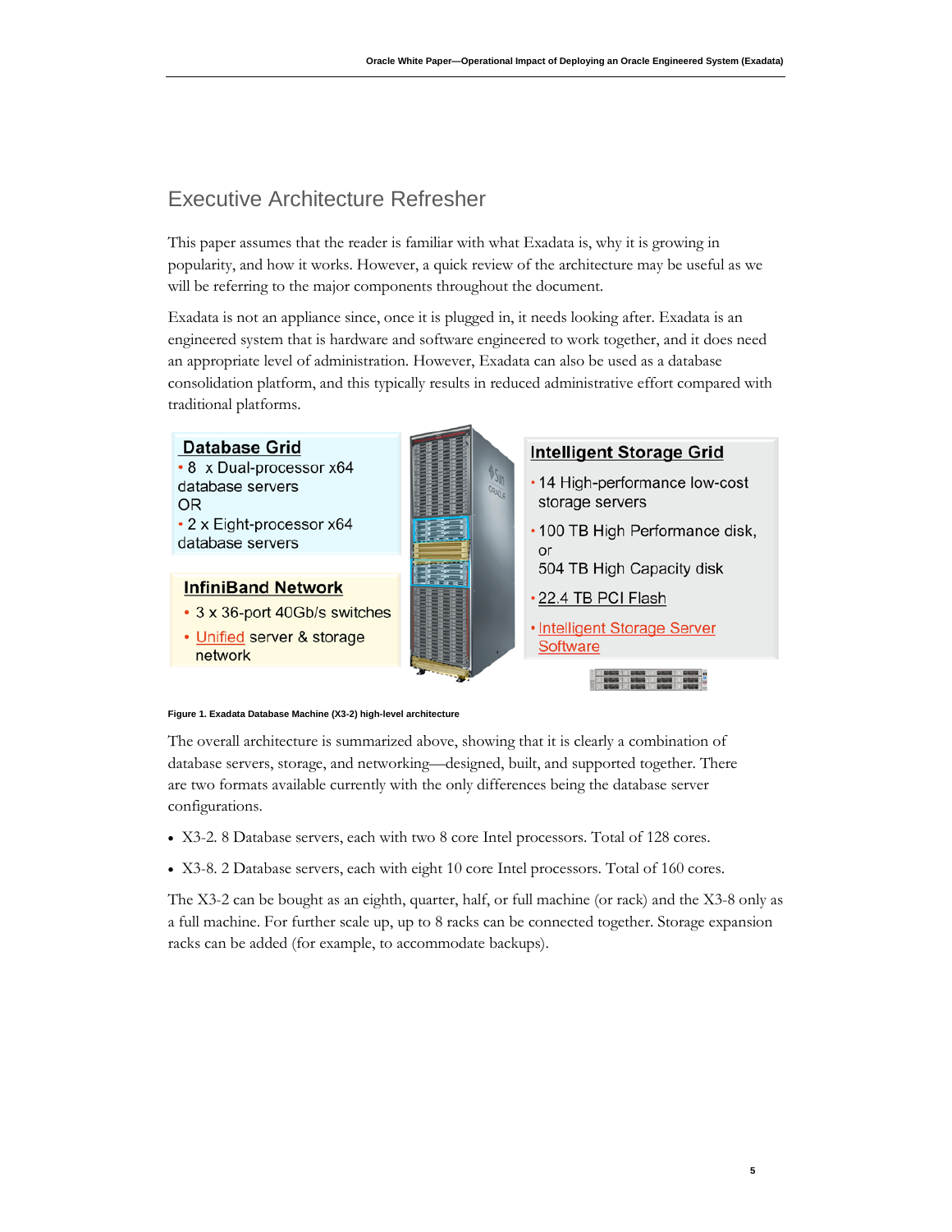## Executive Architecture Refresher

This paper assumes that the reader is familiar with what Exadata is, why it is growing in popularity, and how it works. However, a quick review of the architecture may be useful as we will be referring to the major components throughout the document.

Exadata is not an appliance since, once it is plugged in, it needs looking after. Exadata is an engineered system that is hardware and software engineered to work together, and it does need an appropriate level of administration. However, Exadata can also be used as a database consolidation platform, and this typically results in reduced administrative effort compared with traditional platforms.

Database Grid
- 8 x Dual-processor x64 database servers

OR

- 2 x Eight-processor x64 database servers

InfiniBand Network
- 3 x 36-port 40Gb/s switches
- Unified server & storage network

Intelligent Storage Grid
- 14 High-performance low-cost storage servers
- 100 TB High Performance disk, or 504 TB High Capacity disk
- 22.4 TB PCI Flash
- Intelligent Storage Server Software

**Figure 1. Exadata Database Machine (X3-2) high-level architecture**

The overall architecture is summarized above, showing that it is clearly a combination of database servers, storage, and networking—designed, built, and supported together. There are two formats available currently with the only differences being the database server configurations.

- X3-2. 8 Database servers, each with two 8 core Intel processors. Total of 128 cores.
- X3-8. 2 Database servers, each with eight 10 core Intel processors. Total of 160 cores.

The X3-2 can be bought as an eighth, quarter, half, or full machine (or rack) and the X3-8 only as a full machine. For further scale up, up to 8 racks can be connected together. Storage expansion racks can be added (for example, to accommodate backups).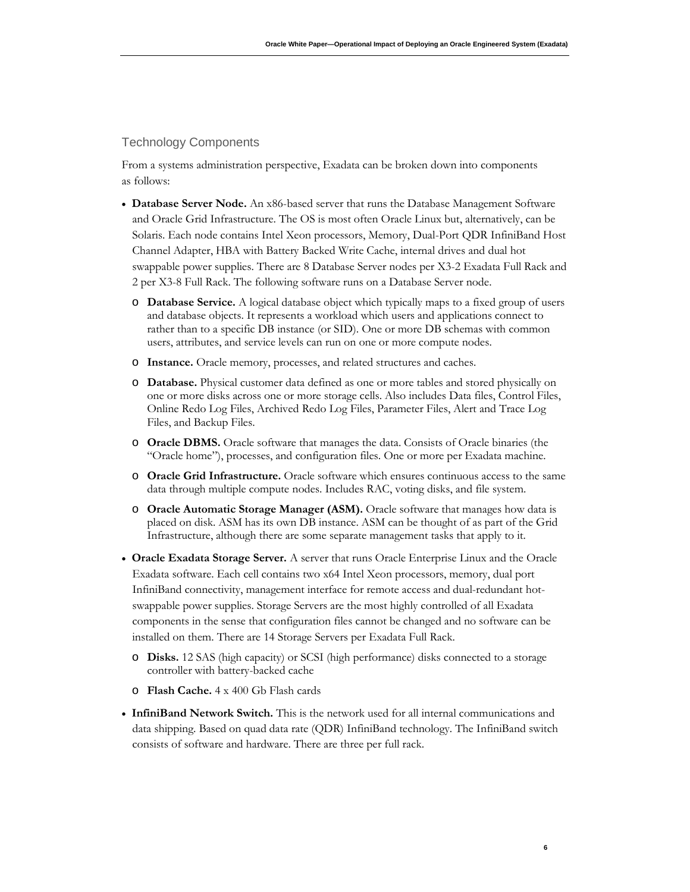## Technology Components

From a systems administration perspective, Exadata can be broken down into components as follows:

- **Database Server Node.** An x86-based server that runs the Database Management Software and Oracle Grid Infrastructure. The OS is most often Oracle Linux but, alternatively, can be Solaris. Each node contains Intel Xeon processors, Memory, Dual-Port QDR InfiniBand Host Channel Adapter, HBA with Battery Backed Write Cache, internal drives and dual hot swappable power supplies. There are 8 Database Server nodes per X3-2 Exadata Full Rack and 2 per X3-8 Full Rack. The following software runs on a Database Server node.
  - **Database Service.** A logical database object which typically maps to a fixed group of users and database objects. It represents a workload which users and applications connect to rather than to a specific DB instance (or SID). One or more DB schemas with common users, attributes, and service levels can run on one or more compute nodes.
  - **Instance.** Oracle memory, processes, and related structures and caches.
  - **Database.** Physical customer data defined as one or more tables and stored physically on one or more disks across one or more storage cells. Also includes Data files, Control Files, Online Redo Log Files, Archived Redo Log Files, Parameter Files, Alert and Trace Log Files, and Backup Files.
  - **Oracle DBMS.** Oracle software that manages the data. Consists of Oracle binaries (the "Oracle home"), processes, and configuration files. One or more per Exadata machine.
  - **Oracle Grid Infrastructure.** Oracle software which ensures continuous access to the same data through multiple compute nodes. Includes RAC, voting disks, and file system.
  - **Oracle Automatic Storage Manager (ASM).** Oracle software that manages how data is placed on disk. ASM has its own DB instance. ASM can be thought of as part of the Grid Infrastructure, although there are some separate management tasks that apply to it.
- **Oracle Exadata Storage Server.** A server that runs Oracle Enterprise Linux and the Oracle Exadata software. Each cell contains two x64 Intel Xeon processors, memory, dual port InfiniBand connectivity, management interface for remote access and dual-redundant hot-swappable power supplies. Storage Servers are the most highly controlled of all Exadata components in the sense that configuration files cannot be changed and no software can be installed on them. There are 14 Storage Servers per Exadata Full Rack.
  - **Disks.** 12 SAS (high capacity) or SCSI (high performance) disks connected to a storage controller with battery-backed cache
  - **Flash Cache.** 4 x 400 Gb Flash cards
- **InfiniBand Network Switch.** This is the network used for all internal communications and data shipping. Based on quad data rate (QDR) InfiniBand technology. The InfiniBand switch consists of software and hardware. There are three per full rack.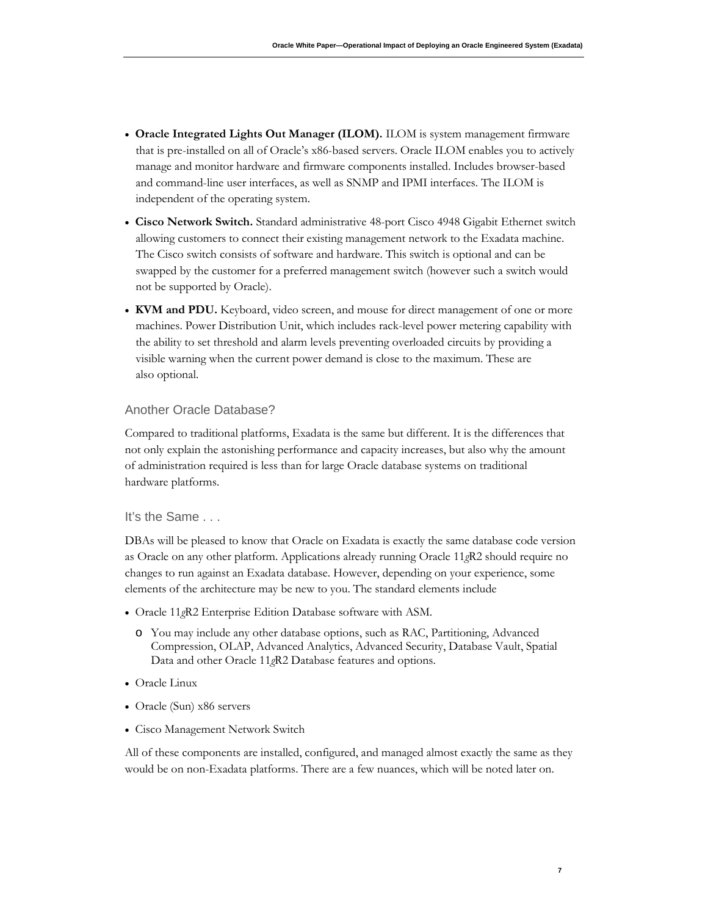- **Oracle Integrated Lights Out Manager (ILOM).** ILOM is system management firmware that is pre-installed on all of Oracle's x86-based servers. Oracle ILOM enables you to actively manage and monitor hardware and firmware components installed. Includes browser-based and command-line user interfaces, as well as SNMP and IPMI interfaces. The ILOM is independent of the operating system.
- **Cisco Network Switch.** Standard administrative 48-port Cisco 4948 Gigabit Ethernet switch allowing customers to connect their existing management network to the Exadata machine. The Cisco switch consists of software and hardware. This switch is optional and can be swapped by the customer for a preferred management switch (however such a switch would not be supported by Oracle).
- **KVM and PDU.** Keyboard, video screen, and mouse for direct management of one or more machines. Power Distribution Unit, which includes rack-level power metering capability with the ability to set threshold and alarm levels preventing overloaded circuits by providing a visible warning when the current power demand is close to the maximum. These are also optional.

## Another Oracle Database?

Compared to traditional platforms, Exadata is the same but different. It is the differences that not only explain the astonishing performance and capacity increases, but also why the amount of administration required is less than for large Oracle database systems on traditional hardware platforms.

### It's the Same . . .

DBAs will be pleased to know that Oracle on Exadata is exactly the same database code version as Oracle on any other platform. Applications already running Oracle 11*g*R2 should require no changes to run against an Exadata database. However, depending on your experience, some elements of the architecture may be new to you. The standard elements include

- Oracle 11*g*R2 Enterprise Edition Database software with ASM.
  - You may include any other database options, such as RAC, Partitioning, Advanced Compression, OLAP, Advanced Analytics, Advanced Security, Database Vault, Spatial Data and other Oracle 11*g*R2 Database features and options.
- Oracle Linux
- Oracle (Sun) x86 servers
- Cisco Management Network Switch

All of these components are installed, configured, and managed almost exactly the same as they would be on non-Exadata platforms. There are a few nuances, which will be noted later on.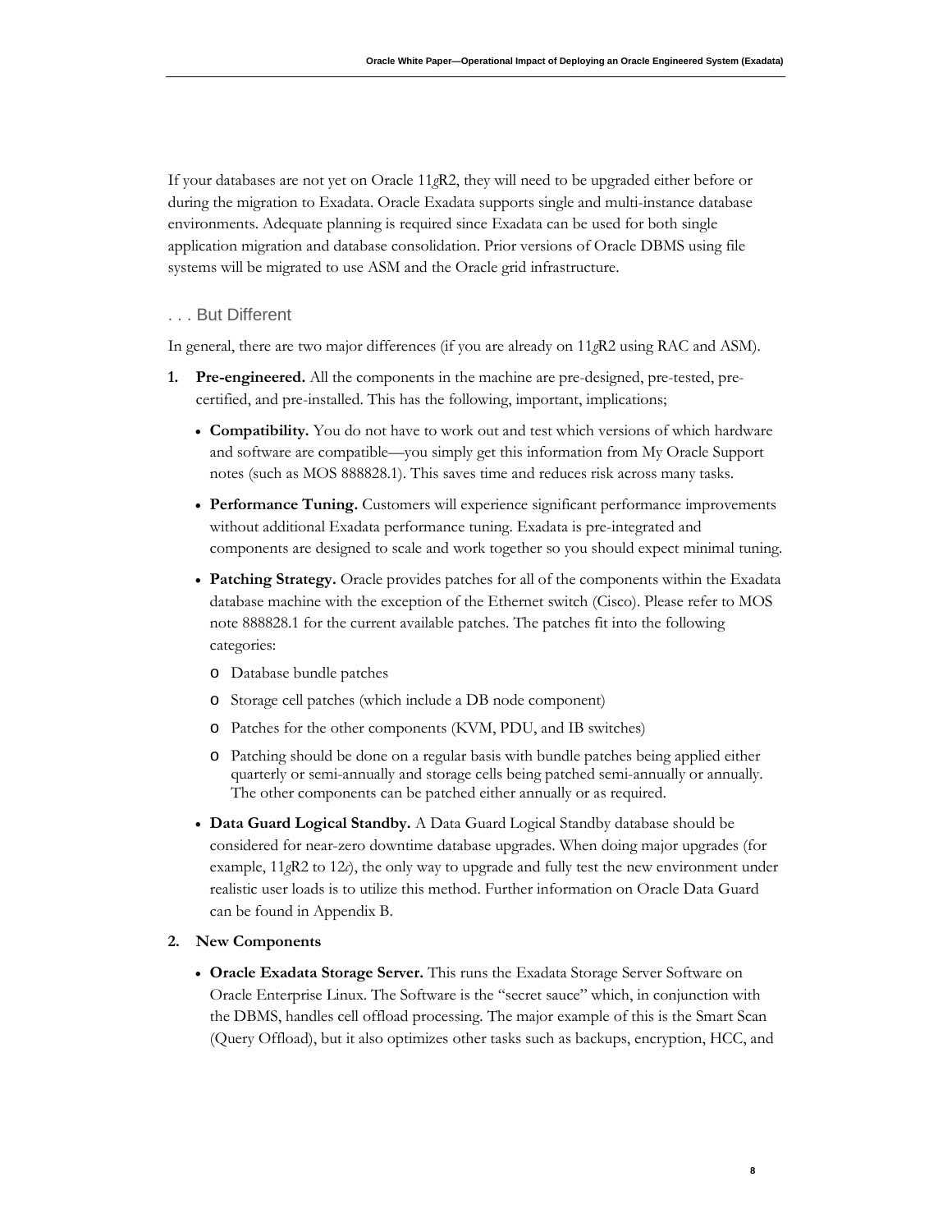If your databases are not yet on Oracle 11*g*R2, they will need to be upgraded either before or during the migration to Exadata. Oracle Exadata supports single and multi-instance database environments. Adequate planning is required since Exadata can be used for both single application migration and database consolidation. Prior versions of Oracle DBMS using file systems will be migrated to use ASM and the Oracle grid infrastructure.

### . . . But Different

In general, there are two major differences (if you are already on 11*g*R2 using RAC and ASM).

1. **Pre-engineered.** All the components in the machine are pre-designed, pre-tested, pre-certified, and pre-installed. This has the following, important, implications;
   - **Compatibility.** You do not have to work out and test which versions of which hardware and software are compatible—you simply get this information from My Oracle Support notes (such as MOS 888828.1). This saves time and reduces risk across many tasks.
   - **Performance Tuning.** Customers will experience significant performance improvements without additional Exadata performance tuning. Exadata is pre-integrated and components are designed to scale and work together so you should expect minimal tuning.
   - **Patching Strategy.** Oracle provides patches for all of the components within the Exadata database machine with the exception of the Ethernet switch (Cisco). Please refer to MOS note 888828.1 for the current available patches. The patches fit into the following categories:
     - Database bundle patches
     - Storage cell patches (which include a DB node component)
     - Patches for the other components (KVM, PDU, and IB switches)
     - Patching should be done on a regular basis with bundle patches being applied either quarterly or semi-annually and storage cells being patched semi-annually or annually. The other components can be patched either annually or as required.
   - **Data Guard Logical Standby.** A Data Guard Logical Standby database should be considered for near-zero downtime database upgrades. When doing major upgrades (for example, 11*g*R2 to 12*c*), the only way to upgrade and fully test the new environment under realistic user loads is to utilize this method. Further information on Oracle Data Guard can be found in Appendix B.
2. **New Components**
   - **Oracle Exadata Storage Server.** This runs the Exadata Storage Server Software on Oracle Enterprise Linux. The Software is the "secret sauce" which, in conjunction with the DBMS, handles cell offload processing. The major example of this is the Smart Scan (Query Offload), but it also optimizes other tasks such as backups, encryption, HCC, and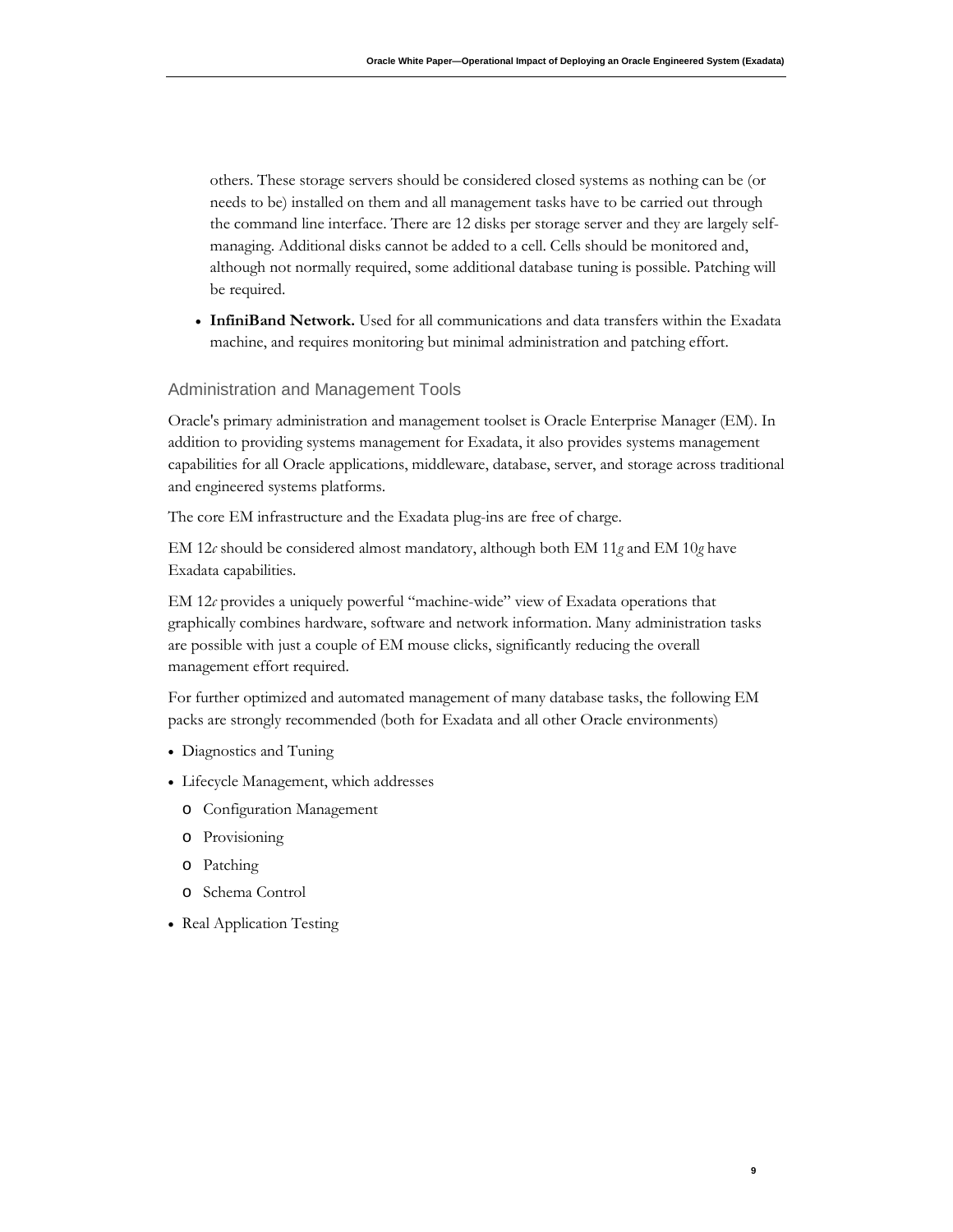others. These storage servers should be considered closed systems as nothing can be (or needs to be) installed on them and all management tasks have to be carried out through the command line interface. There are 12 disks per storage server and they are largely self-managing. Additional disks cannot be added to a cell. Cells should be monitored and, although not normally required, some additional database tuning is possible. Patching will be required.

- **InfiniBand Network.** Used for all communications and data transfers within the Exadata machine, and requires monitoring but minimal administration and patching effort.

### Administration and Management Tools

Oracle's primary administration and management toolset is Oracle Enterprise Manager (EM). In addition to providing systems management for Exadata, it also provides systems management capabilities for all Oracle applications, middleware, database, server, and storage across traditional and engineered systems platforms.

The core EM infrastructure and the Exadata plug-ins are free of charge.

EM 12*c* should be considered almost mandatory, although both EM 11*g* and EM 10*g* have Exadata capabilities.

EM 12*c* provides a uniquely powerful "machine-wide" view of Exadata operations that graphically combines hardware, software and network information. Many administration tasks are possible with just a couple of EM mouse clicks, significantly reducing the overall management effort required.

For further optimized and automated management of many database tasks, the following EM packs are strongly recommended (both for Exadata and all other Oracle environments)

- Diagnostics and Tuning
- Lifecycle Management, which addresses
  - Configuration Management
  - Provisioning
  - Patching
  - Schema Control
- Real Application Testing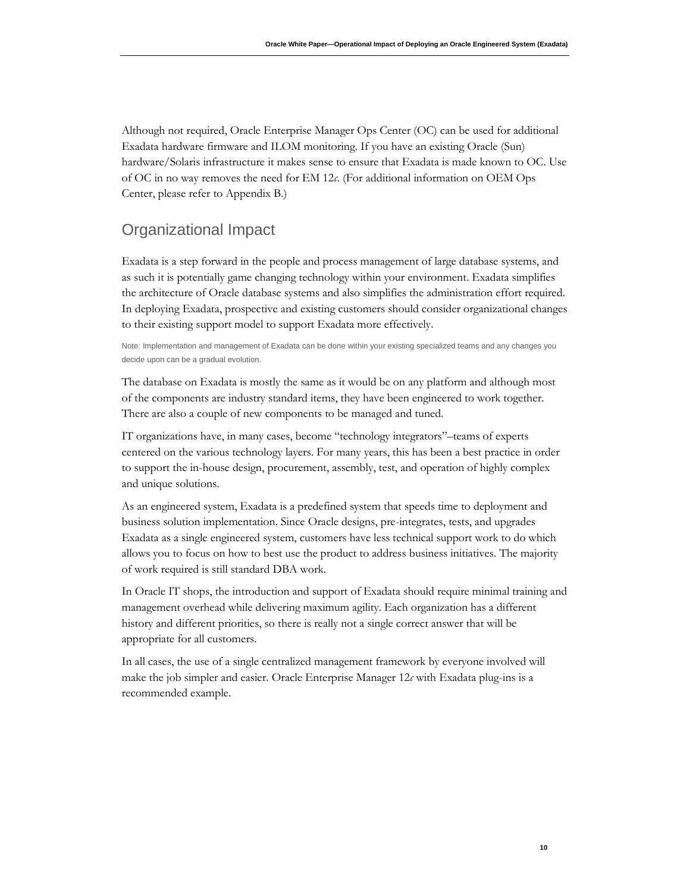Although not required, Oracle Enterprise Manager Ops Center (OC) can be used for additional Exadata hardware firmware and ILOM monitoring. If you have an existing Oracle (Sun) hardware/Solaris infrastructure it makes sense to ensure that Exadata is made known to OC. Use of OC in no way removes the need for EM 12*c*. (For additional information on OEM Ops Center, please refer to Appendix B.)

## Organizational Impact

Exadata is a step forward in the people and process management of large database systems, and as such it is potentially game changing technology within your environment. Exadata simplifies the architecture of Oracle database systems and also simplifies the administration effort required. In deploying Exadata, prospective and existing customers should consider organizational changes to their existing support model to support Exadata more effectively.

Note: Implementation and management of Exadata can be done within your existing specialized teams and any changes you decide upon can be a gradual evolution.

The database on Exadata is mostly the same as it would be on any platform and although most of the components are industry standard items, they have been engineered to work together. There are also a couple of new components to be managed and tuned.

IT organizations have, in many cases, become "technology integrators"–teams of experts centered on the various technology layers. For many years, this has been a best practice in order to support the in-house design, procurement, assembly, test, and operation of highly complex and unique solutions.

As an engineered system, Exadata is a predefined system that speeds time to deployment and business solution implementation. Since Oracle designs, pre-integrates, tests, and upgrades Exadata as a single engineered system, customers have less technical support work to do which allows you to focus on how to best use the product to address business initiatives. The majority of work required is still standard DBA work.

In Oracle IT shops, the introduction and support of Exadata should require minimal training and management overhead while delivering maximum agility. Each organization has a different history and different priorities, so there is really not a single correct answer that will be appropriate for all customers.

In all cases, the use of a single centralized management framework by everyone involved will make the job simpler and easier. Oracle Enterprise Manager 12*c* with Exadata plug-ins is a recommended example.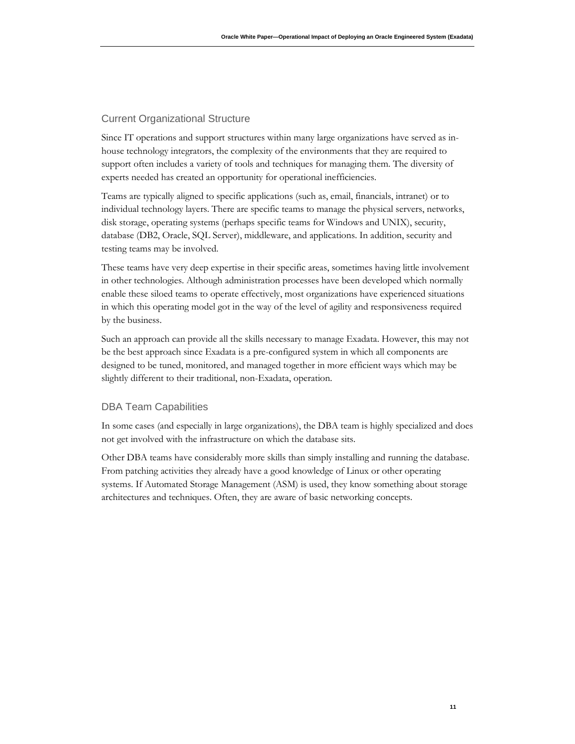## Current Organizational Structure

Since IT operations and support structures within many large organizations have served as in-house technology integrators, the complexity of the environments that they are required to support often includes a variety of tools and techniques for managing them. The diversity of experts needed has created an opportunity for operational inefficiencies.

Teams are typically aligned to specific applications (such as, email, financials, intranet) or to individual technology layers. There are specific teams to manage the physical servers, networks, disk storage, operating systems (perhaps specific teams for Windows and UNIX), security, database (DB2, Oracle, SQL Server), middleware, and applications. In addition, security and testing teams may be involved.

These teams have very deep expertise in their specific areas, sometimes having little involvement in other technologies. Although administration processes have been developed which normally enable these siloed teams to operate effectively, most organizations have experienced situations in which this operating model got in the way of the level of agility and responsiveness required by the business.

Such an approach can provide all the skills necessary to manage Exadata. However, this may not be the best approach since Exadata is a pre-configured system in which all components are designed to be tuned, monitored, and managed together in more efficient ways which may be slightly different to their traditional, non-Exadata, operation.

## DBA Team Capabilities

In some cases (and especially in large organizations), the DBA team is highly specialized and does not get involved with the infrastructure on which the database sits.

Other DBA teams have considerably more skills than simply installing and running the database. From patching activities they already have a good knowledge of Linux or other operating systems. If Automated Storage Management (ASM) is used, they know something about storage architectures and techniques. Often, they are aware of basic networking concepts.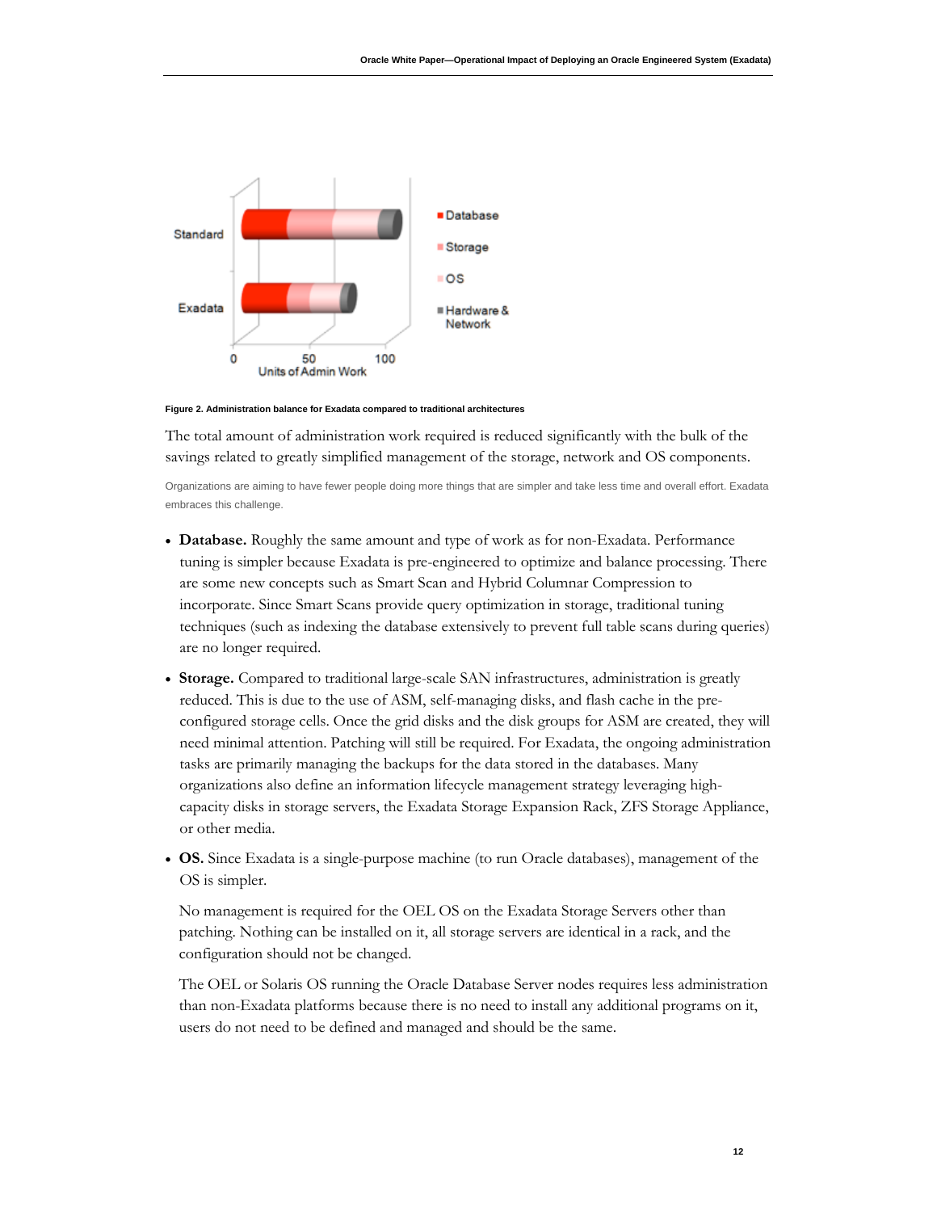Standard

Exadata

0

50

100

Units of Admin Work

Database

Storage

OS

Hardware & Network

**Figure 2. Administration balance for Exadata compared to traditional architectures**

The total amount of administration work required is reduced significantly with the bulk of the savings related to greatly simplified management of the storage, network and OS components.

Organizations are aiming to have fewer people doing more things that are simpler and take less time and overall effort. Exadata embraces this challenge.

- **Database.** Roughly the same amount and type of work as for non-Exadata. Performance tuning is simpler because Exadata is pre-engineered to optimize and balance processing. There are some new concepts such as Smart Scan and Hybrid Columnar Compression to incorporate. Since Smart Scans provide query optimization in storage, traditional tuning techniques (such as indexing the database extensively to prevent full table scans during queries) are no longer required.
- **Storage.** Compared to traditional large-scale SAN infrastructures, administration is greatly reduced. This is due to the use of ASM, self-managing disks, and flash cache in the pre-configured storage cells. Once the grid disks and the disk groups for ASM are created, they will need minimal attention. Patching will still be required. For Exadata, the ongoing administration tasks are primarily managing the backups for the data stored in the databases. Many organizations also define an information lifecycle management strategy leveraging high-capacity disks in storage servers, the Exadata Storage Expansion Rack, ZFS Storage Appliance, or other media.
- **OS.** Since Exadata is a single-purpose machine (to run Oracle databases), management of the OS is simpler.

  No management is required for the OEL OS on the Exadata Storage Servers other than patching. Nothing can be installed on it, all storage servers are identical in a rack, and the configuration should not be changed.

  The OEL or Solaris OS running the Oracle Database Server nodes requires less administration than non-Exadata platforms because there is no need to install any additional programs on it, users do not need to be defined and managed and should be the same.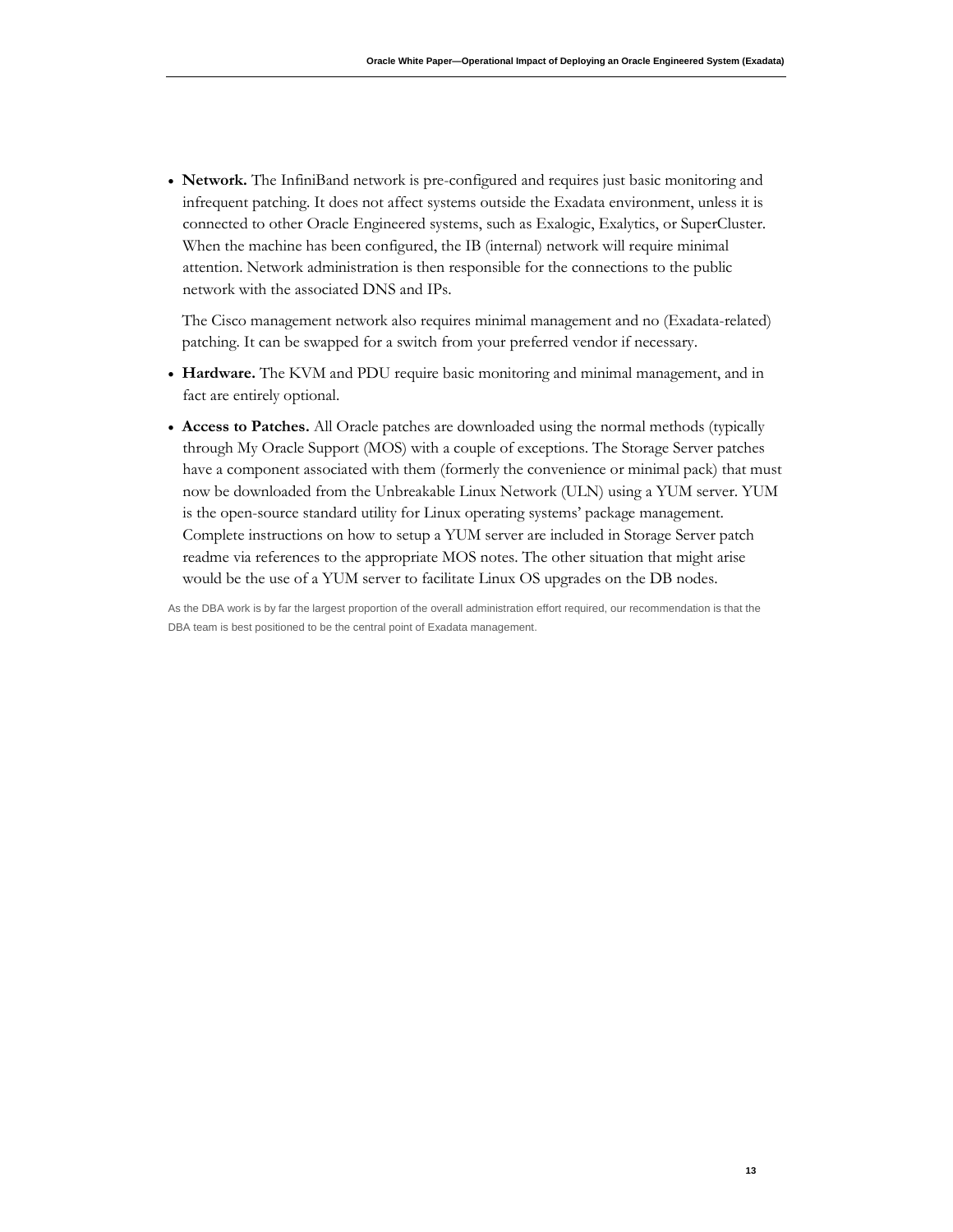- **Network.** The InfiniBand network is pre-configured and requires just basic monitoring and infrequent patching. It does not affect systems outside the Exadata environment, unless it is connected to other Oracle Engineered systems, such as Exalogic, Exalytics, or SuperCluster. When the machine has been configured, the IB (internal) network will require minimal attention. Network administration is then responsible for the connections to the public network with the associated DNS and IPs.

  The Cisco management network also requires minimal management and no (Exadata-related) patching. It can be swapped for a switch from your preferred vendor if necessary.

- **Hardware.** The KVM and PDU require basic monitoring and minimal management, and in fact are entirely optional.

- **Access to Patches.** All Oracle patches are downloaded using the normal methods (typically through My Oracle Support (MOS) with a couple of exceptions. The Storage Server patches have a component associated with them (formerly the convenience or minimal pack) that must now be downloaded from the Unbreakable Linux Network (ULN) using a YUM server. YUM is the open-source standard utility for Linux operating systems' package management. Complete instructions on how to setup a YUM server are included in Storage Server patch readme via references to the appropriate MOS notes. The other situation that might arise would be the use of a YUM server to facilitate Linux OS upgrades on the DB nodes.

As the DBA work is by far the largest proportion of the overall administration effort required, our recommendation is that the DBA team is best positioned to be the central point of Exadata management.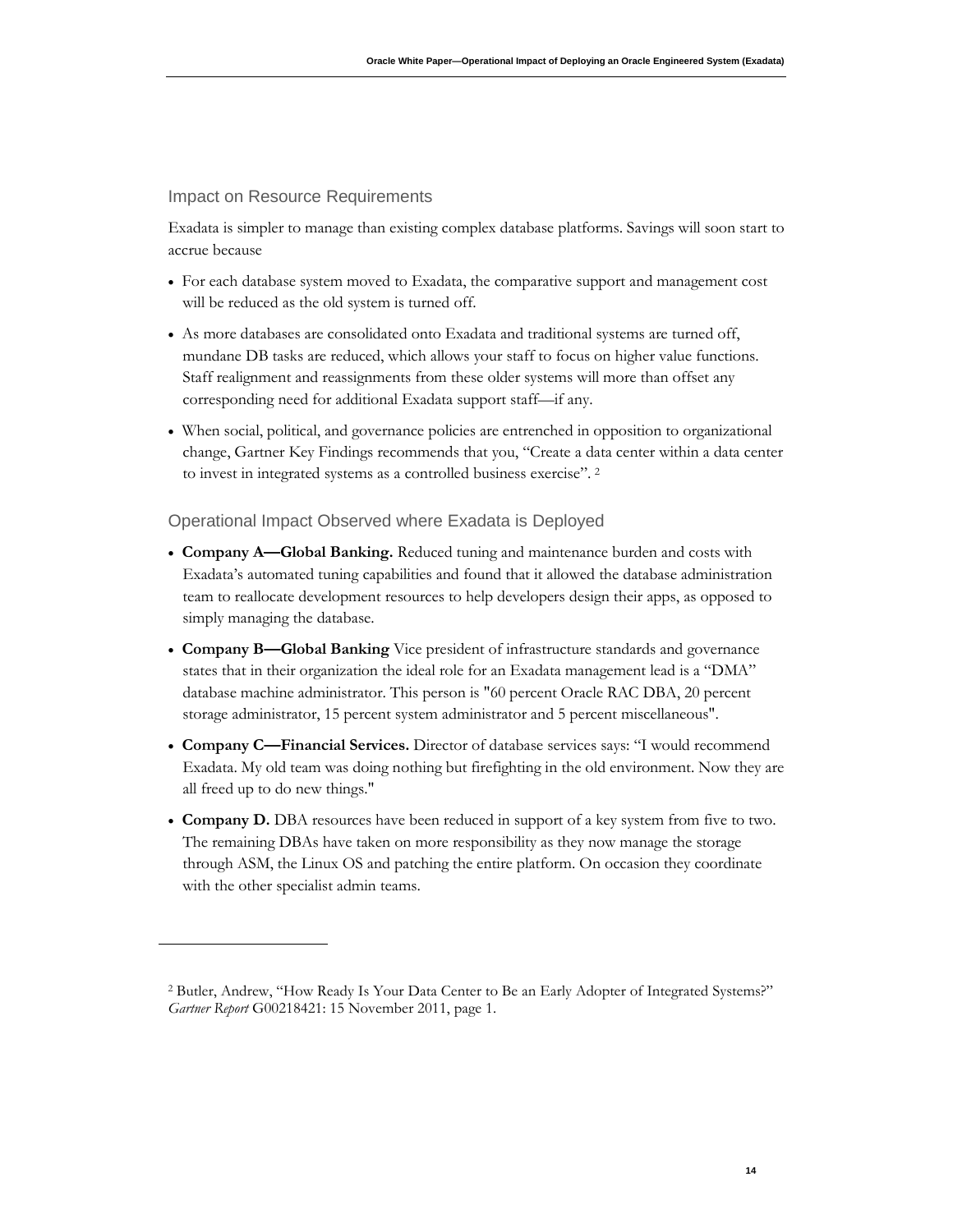## Impact on Resource Requirements

Exadata is simpler to manage than existing complex database platforms. Savings will soon start to accrue because

- For each database system moved to Exadata, the comparative support and management cost will be reduced as the old system is turned off.
- As more databases are consolidated onto Exadata and traditional systems are turned off, mundane DB tasks are reduced, which allows your staff to focus on higher value functions. Staff realignment and reassignments from these older systems will more than offset any corresponding need for additional Exadata support staff—if any.
- When social, political, and governance policies are entrenched in opposition to organizational change, Gartner Key Findings recommends that you, "Create a data center within a data center to invest in integrated systems as a controlled business exercise". [2]

## Operational Impact Observed where Exadata is Deployed

- **Company A—Global Banking.** Reduced tuning and maintenance burden and costs with Exadata's automated tuning capabilities and found that it allowed the database administration team to reallocate development resources to help developers design their apps, as opposed to simply managing the database.
- **Company B—Global Banking** Vice president of infrastructure standards and governance states that in their organization the ideal role for an Exadata management lead is a "DMA" database machine administrator. This person is "60 percent Oracle RAC DBA, 20 percent storage administrator, 15 percent system administrator and 5 percent miscellaneous".
- **Company C—Financial Services.** Director of database services says: "I would recommend Exadata. My old team was doing nothing but firefighting in the old environment. Now they are all freed up to do new things."
- **Company D.** DBA resources have been reduced in support of a key system from five to two. The remaining DBAs have taken on more responsibility as they now manage the storage through ASM, the Linux OS and patching the entire platform. On occasion they coordinate with the other specialist admin teams.

---

[2] Butler, Andrew, "How Ready Is Your Data Center to Be an Early Adopter of Integrated Systems?" *Gartner Report* G00218421: 15 November 2011, page 1.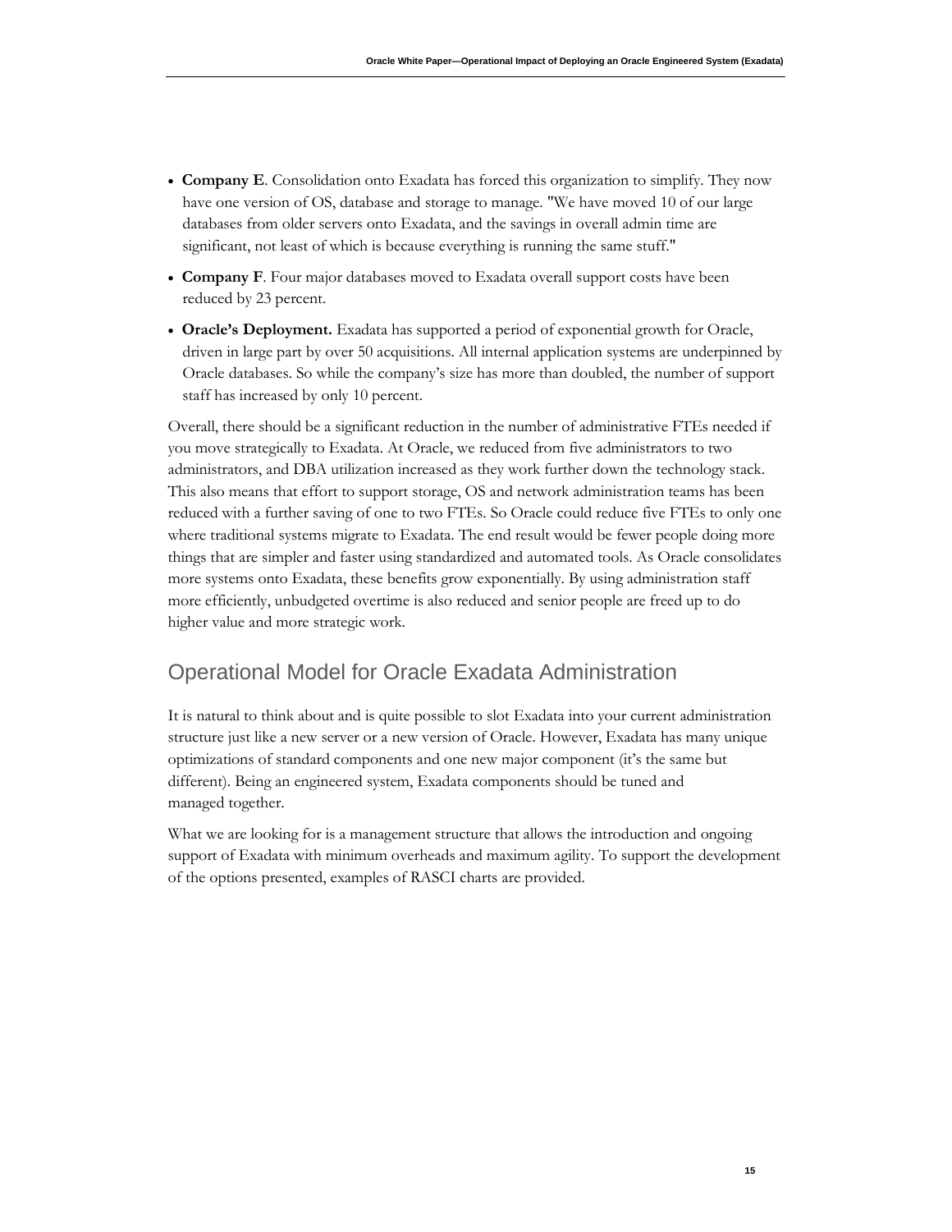- **Company E**. Consolidation onto Exadata has forced this organization to simplify. They now have one version of OS, database and storage to manage. "We have moved 10 of our large databases from older servers onto Exadata, and the savings in overall admin time are significant, not least of which is because everything is running the same stuff."
- **Company F**. Four major databases moved to Exadata overall support costs have been reduced by 23 percent.
- **Oracle's Deployment.** Exadata has supported a period of exponential growth for Oracle, driven in large part by over 50 acquisitions. All internal application systems are underpinned by Oracle databases. So while the company's size has more than doubled, the number of support staff has increased by only 10 percent.

Overall, there should be a significant reduction in the number of administrative FTEs needed if you move strategically to Exadata. At Oracle, we reduced from five administrators to two administrators, and DBA utilization increased as they work further down the technology stack. This also means that effort to support storage, OS and network administration teams has been reduced with a further saving of one to two FTEs. So Oracle could reduce five FTEs to only one where traditional systems migrate to Exadata. The end result would be fewer people doing more things that are simpler and faster using standardized and automated tools. As Oracle consolidates more systems onto Exadata, these benefits grow exponentially. By using administration staff more efficiently, unbudgeted overtime is also reduced and senior people are freed up to do higher value and more strategic work.

## Operational Model for Oracle Exadata Administration

It is natural to think about and is quite possible to slot Exadata into your current administration structure just like a new server or a new version of Oracle. However, Exadata has many unique optimizations of standard components and one new major component (it's the same but different). Being an engineered system, Exadata components should be tuned and managed together.

What we are looking for is a management structure that allows the introduction and ongoing support of Exadata with minimum overheads and maximum agility. To support the development of the options presented, examples of RASCI charts are provided.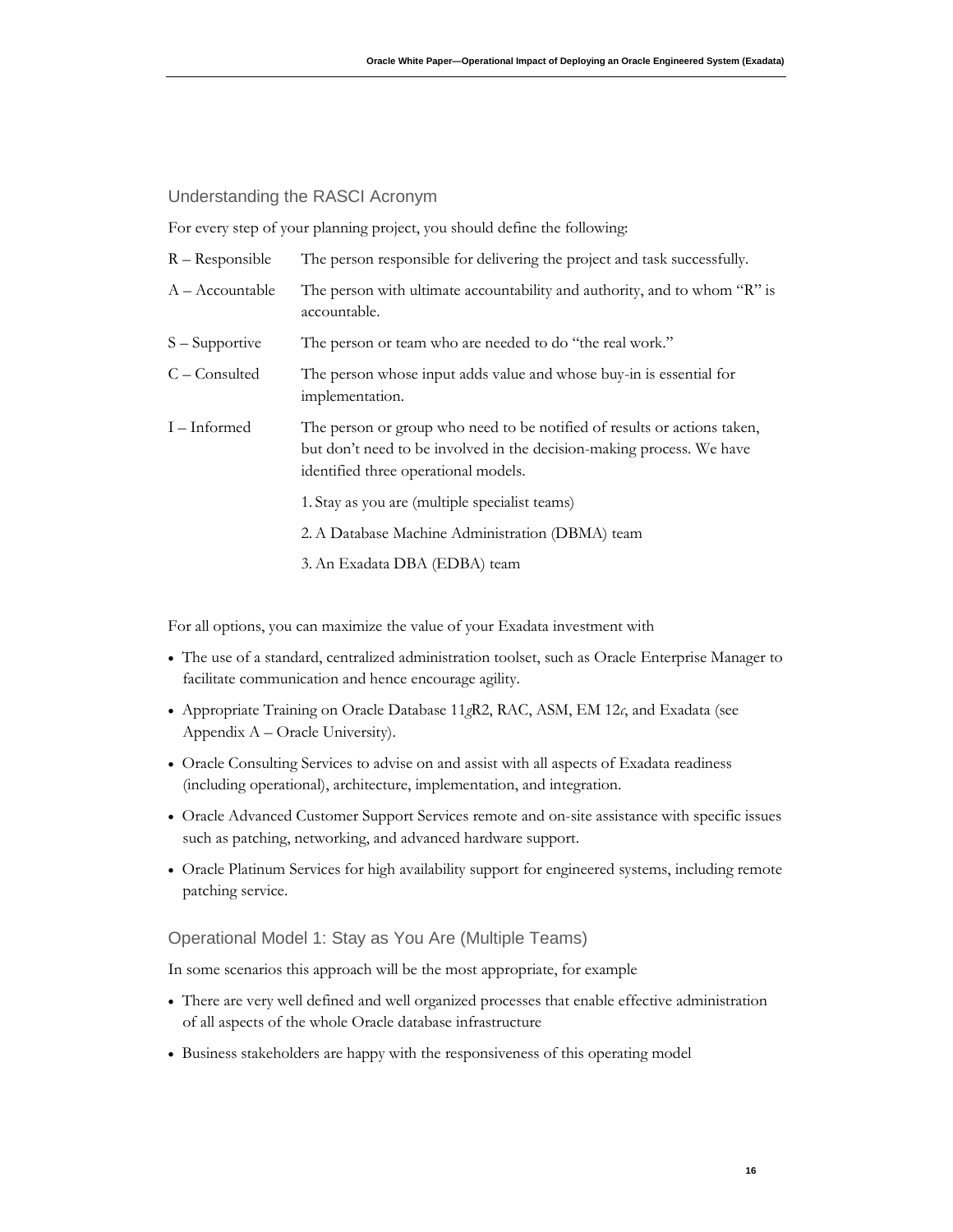## Understanding the RASCI Acronym

For every step of your planning project, you should define the following:

| | |
|---|---|
| R – Responsible | The person responsible for delivering the project and task successfully. |
| A – Accountable | The person with ultimate accountability and authority, and to whom "R" is accountable. |
| S – Supportive | The person or team who are needed to do "the real work." |
| C – Consulted | The person whose input adds value and whose buy-in is essential for implementation. |
| I – Informed | The person or group who need to be notified of results or actions taken, but don't need to be involved in the decision-making process. We have identified three operational models. |

1. Stay as you are (multiple specialist teams)
2. A Database Machine Administration (DBMA) team
3. An Exadata DBA (EDBA) team

For all options, you can maximize the value of your Exadata investment with

- The use of a standard, centralized administration toolset, such as Oracle Enterprise Manager to facilitate communication and hence encourage agility.
- Appropriate Training on Oracle Database 11*g*R2, RAC, ASM, EM 12*c*, and Exadata (see Appendix A – Oracle University).
- Oracle Consulting Services to advise on and assist with all aspects of Exadata readiness (including operational), architecture, implementation, and integration.
- Oracle Advanced Customer Support Services remote and on-site assistance with specific issues such as patching, networking, and advanced hardware support.
- Oracle Platinum Services for high availability support for engineered systems, including remote patching service.

## Operational Model 1: Stay as You Are (Multiple Teams)

In some scenarios this approach will be the most appropriate, for example

- There are very well defined and well organized processes that enable effective administration of all aspects of the whole Oracle database infrastructure
- Business stakeholders are happy with the responsiveness of this operating model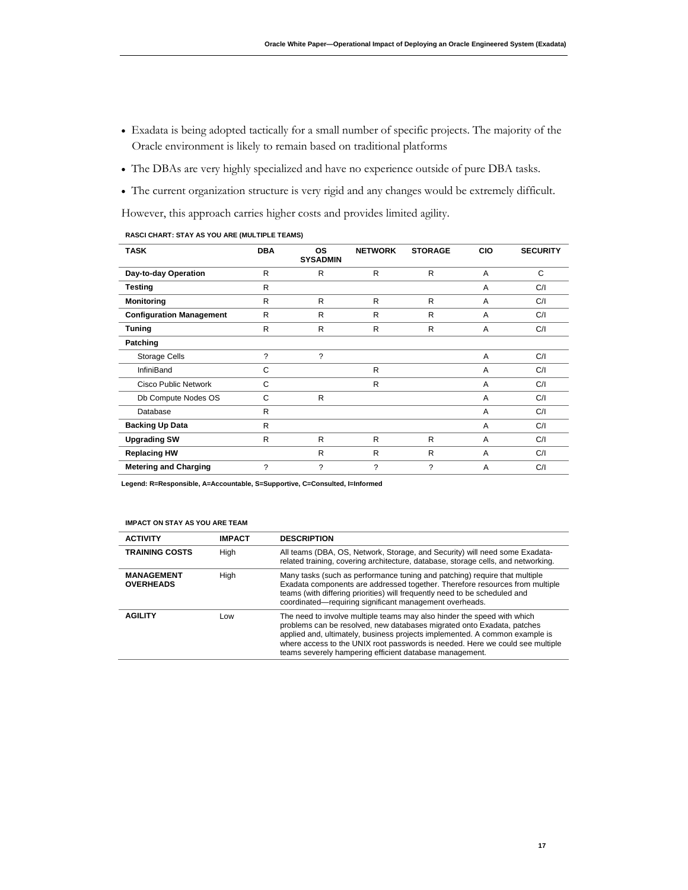- Exadata is being adopted tactically for a small number of specific projects. The majority of the Oracle environment is likely to remain based on traditional platforms
- The DBAs are very highly specialized and have no experience outside of pure DBA tasks.
- The current organization structure is very rigid and any changes would be extremely difficult.

However, this approach carries higher costs and provides limited agility.

**RASCI CHART: STAY AS YOU ARE (MULTIPLE TEAMS)**

| TASK | DBA | OS SYSADMIN | NETWORK | STORAGE | CIO | SECURITY |
|---|---|---|---|---|---|---|
| **Day-to-day Operation** | R | R | R | R | A | C |
| **Testing** | R | | | | A | C/I |
| **Monitoring** | R | R | R | R | A | C/I |
| **Configuration Management** | R | R | R | R | A | C/I |
| **Tuning** | R | R | R | R | A | C/I |
| **Patching** | | | | | | |
| Storage Cells | ? | ? | | | A | C/I |
| InfiniBand | C | | R | | A | C/I |
| Cisco Public Network | C | | R | | A | C/I |
| Db Compute Nodes OS | C | R | | | A | C/I |
| Database | R | | | | A | C/I |
| **Backing Up Data** | R | | | | A | C/I |
| **Upgrading SW** | R | R | R | R | A | C/I |
| **Replacing HW** | | R | R | R | A | C/I |
| **Metering and Charging** | ? | ? | ? | ? | A | C/I |

**Legend: R=Responsible, A=Accountable, S=Supportive, C=Consulted, I=Informed**

**IMPACT ON STAY AS YOU ARE TEAM**

| ACTIVITY | IMPACT | DESCRIPTION |
|---|---|---|
| **TRAINING COSTS** | High | All teams (DBA, OS, Network, Storage, and Security) will need some Exadata-related training, covering architecture, database, storage cells, and networking. |
| **MANAGEMENT OVERHEADS** | High | Many tasks (such as performance tuning and patching) require that multiple Exadata components are addressed together. Therefore resources from multiple teams (with differing priorities) will frequently need to be scheduled and coordinated—requiring significant management overheads. |
| **AGILITY** | Low | The need to involve multiple teams may also hinder the speed with which problems can be resolved, new databases migrated onto Exadata, patches applied and, ultimately, business projects implemented. A common example is where access to the UNIX root passwords is needed. Here we could see multiple teams severely hampering efficient database management. |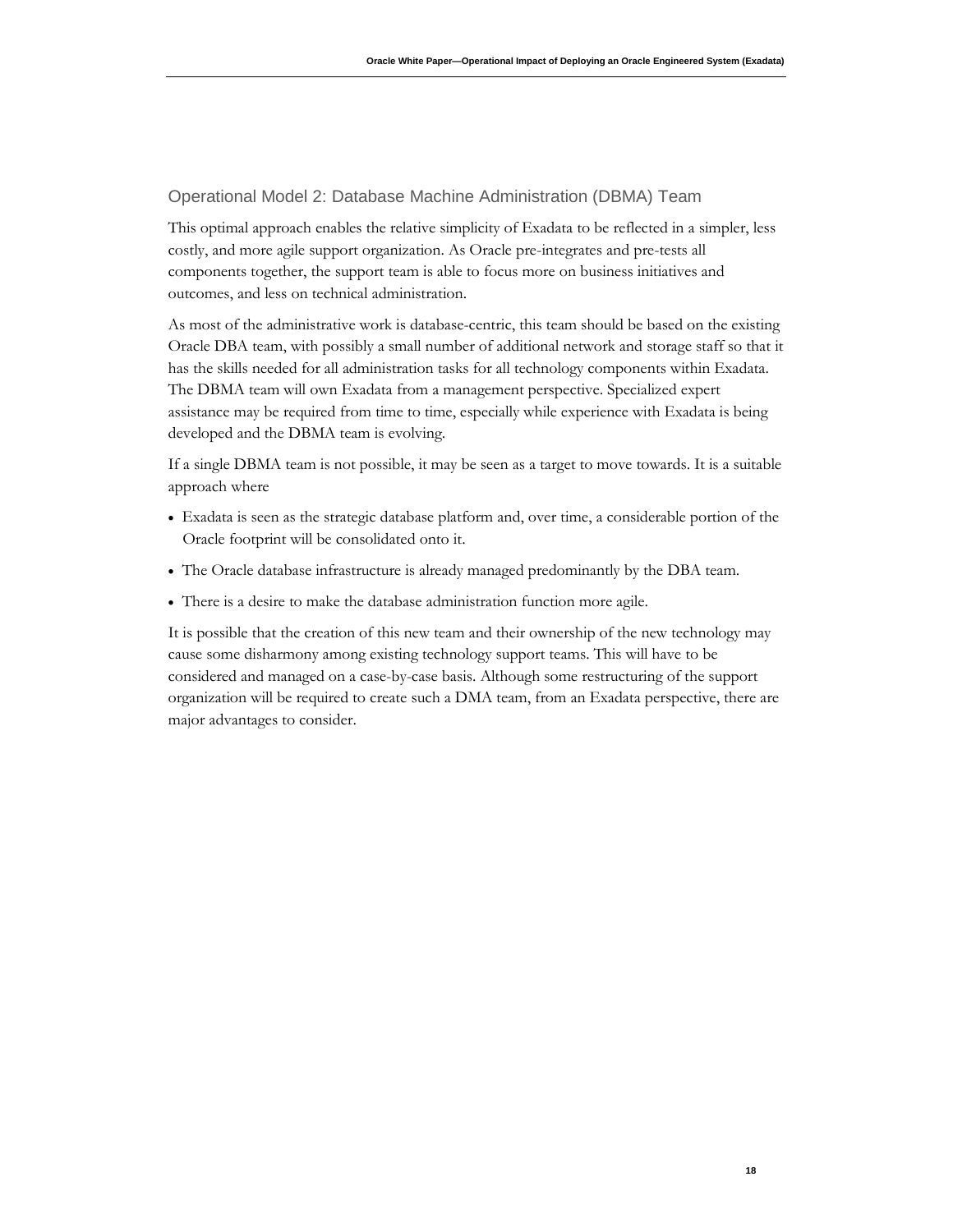## Operational Model 2: Database Machine Administration (DBMA) Team

This optimal approach enables the relative simplicity of Exadata to be reflected in a simpler, less costly, and more agile support organization. As Oracle pre-integrates and pre-tests all components together, the support team is able to focus more on business initiatives and outcomes, and less on technical administration.

As most of the administrative work is database-centric, this team should be based on the existing Oracle DBA team, with possibly a small number of additional network and storage staff so that it has the skills needed for all administration tasks for all technology components within Exadata. The DBMA team will own Exadata from a management perspective. Specialized expert assistance may be required from time to time, especially while experience with Exadata is being developed and the DBMA team is evolving.

If a single DBMA team is not possible, it may be seen as a target to move towards. It is a suitable approach where

- Exadata is seen as the strategic database platform and, over time, a considerable portion of the Oracle footprint will be consolidated onto it.
- The Oracle database infrastructure is already managed predominantly by the DBA team.
- There is a desire to make the database administration function more agile.

It is possible that the creation of this new team and their ownership of the new technology may cause some disharmony among existing technology support teams. This will have to be considered and managed on a case-by-case basis. Although some restructuring of the support organization will be required to create such a DMA team, from an Exadata perspective, there are major advantages to consider.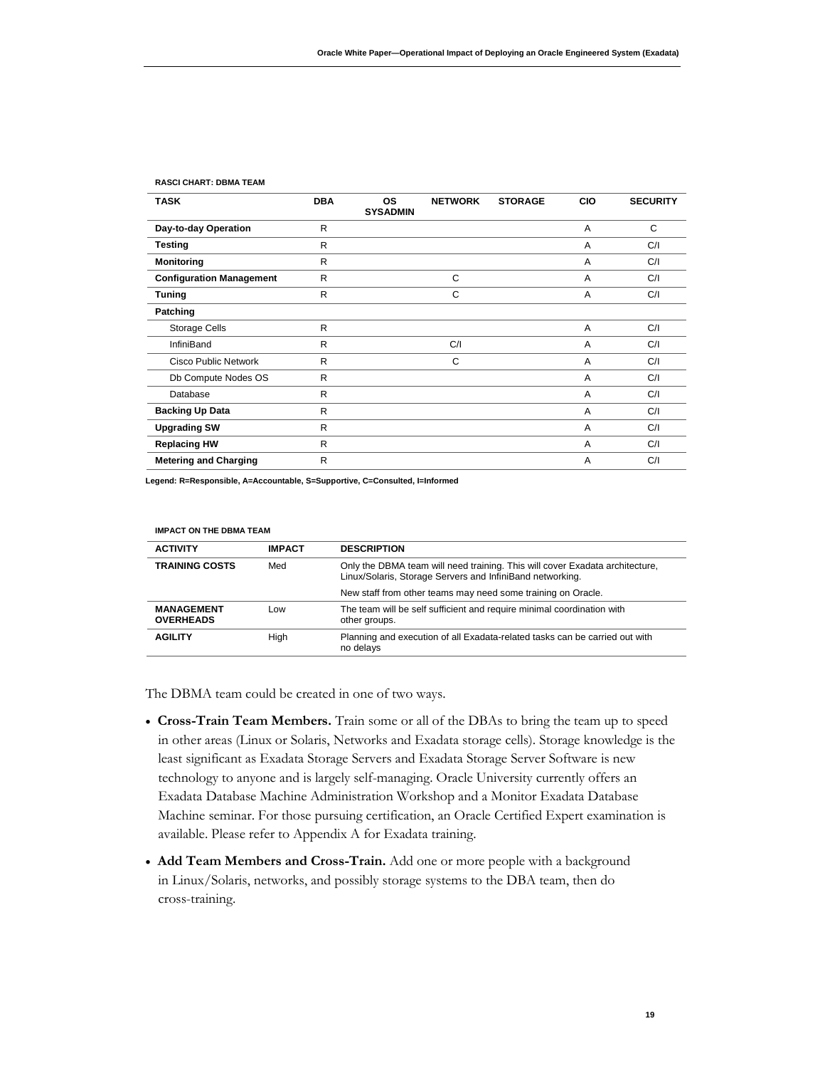**RASCI CHART: DBMA TEAM**

| TASK | DBA | OS SYSADMIN | NETWORK | STORAGE | CIO | SECURITY |
|---|---|---|---|---|---|---|
| **Day-to-day Operation** | R | | | | A | C |
| **Testing** | R | | | | A | C/I |
| **Monitoring** | R | | | | A | C/I |
| **Configuration Management** | R | | C | | A | C/I |
| **Tuning** | R | | C | | A | C/I |
| **Patching** | | | | | | |
| Storage Cells | R | | | | A | C/I |
| InfiniBand | R | | C/I | | A | C/I |
| Cisco Public Network | R | | C | | A | C/I |
| Db Compute Nodes OS | R | | | | A | C/I |
| Database | R | | | | A | C/I |
| **Backing Up Data** | R | | | | A | C/I |
| **Upgrading SW** | R | | | | A | C/I |
| **Replacing HW** | R | | | | A | C/I |
| **Metering and Charging** | R | | | | A | C/I |

**Legend: R=Responsible, A=Accountable, S=Supportive, C=Consulted, I=Informed**

**IMPACT ON THE DBMA TEAM**

| ACTIVITY | IMPACT | DESCRIPTION |
|---|---|---|
| **TRAINING COSTS** | Med | Only the DBMA team will need training. This will cover Exadata architecture, Linux/Solaris, Storage Servers and InfiniBand networking. New staff from other teams may need some training on Oracle. |
| **MANAGEMENT OVERHEADS** | Low | The team will be self sufficient and require minimal coordination with other groups. |
| **AGILITY** | High | Planning and execution of all Exadata-related tasks can be carried out with no delays |

The DBMA team could be created in one of two ways.

- **Cross-Train Team Members.** Train some or all of the DBAs to bring the team up to speed in other areas (Linux or Solaris, Networks and Exadata storage cells). Storage knowledge is the least significant as Exadata Storage Servers and Exadata Storage Server Software is new technology to anyone and is largely self-managing. Oracle University currently offers an Exadata Database Machine Administration Workshop and a Monitor Exadata Database Machine seminar. For those pursuing certification, an Oracle Certified Expert examination is available. Please refer to Appendix A for Exadata training.
- **Add Team Members and Cross-Train.** Add one or more people with a background in Linux/Solaris, networks, and possibly storage systems to the DBA team, then do cross-training.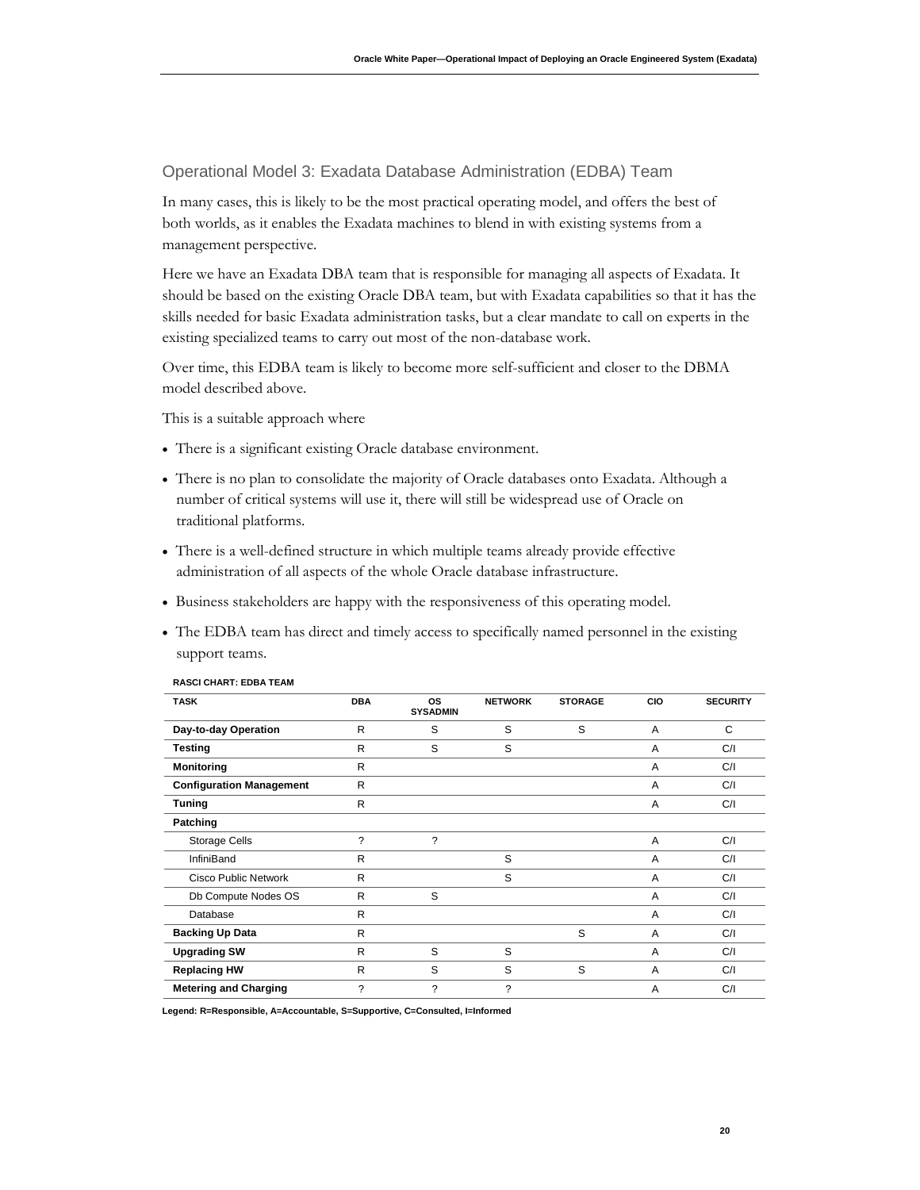## Operational Model 3: Exadata Database Administration (EDBA) Team

In many cases, this is likely to be the most practical operating model, and offers the best of both worlds, as it enables the Exadata machines to blend in with existing systems from a management perspective.

Here we have an Exadata DBA team that is responsible for managing all aspects of Exadata. It should be based on the existing Oracle DBA team, but with Exadata capabilities so that it has the skills needed for basic Exadata administration tasks, but a clear mandate to call on experts in the existing specialized teams to carry out most of the non-database work.

Over time, this EDBA team is likely to become more self-sufficient and closer to the DBMA model described above.

This is a suitable approach where

- There is a significant existing Oracle database environment.
- There is no plan to consolidate the majority of Oracle databases onto Exadata. Although a number of critical systems will use it, there will still be widespread use of Oracle on traditional platforms.
- There is a well-defined structure in which multiple teams already provide effective administration of all aspects of the whole Oracle database infrastructure.
- Business stakeholders are happy with the responsiveness of this operating model.
- The EDBA team has direct and timely access to specifically named personnel in the existing support teams.

**RASCI CHART: EDBA TEAM**

| TASK | DBA | OS SYSADMIN | NETWORK | STORAGE | CIO | SECURITY |
|---|---|---|---|---|---|---|
| **Day-to-day Operation** | R | S | S | S | A | C |
| **Testing** | R | S | S | | A | C/I |
| **Monitoring** | R | | | | A | C/I |
| **Configuration Management** | R | | | | A | C/I |
| **Tuning** | R | | | | A | C/I |
| **Patching** | | | | | | |
| Storage Cells | ? | ? | | | A | C/I |
| InfiniBand | R | | S | | A | C/I |
| Cisco Public Network | R | | S | | A | C/I |
| Db Compute Nodes OS | R | S | | | A | C/I |
| Database | R | | | | A | C/I |
| **Backing Up Data** | R | | | S | A | C/I |
| **Upgrading SW** | R | S | S | | A | C/I |
| **Replacing HW** | R | S | S | S | A | C/I |
| **Metering and Charging** | ? | ? | ? | | A | C/I |

**Legend: R=Responsible, A=Accountable, S=Supportive, C=Consulted, I=Informed**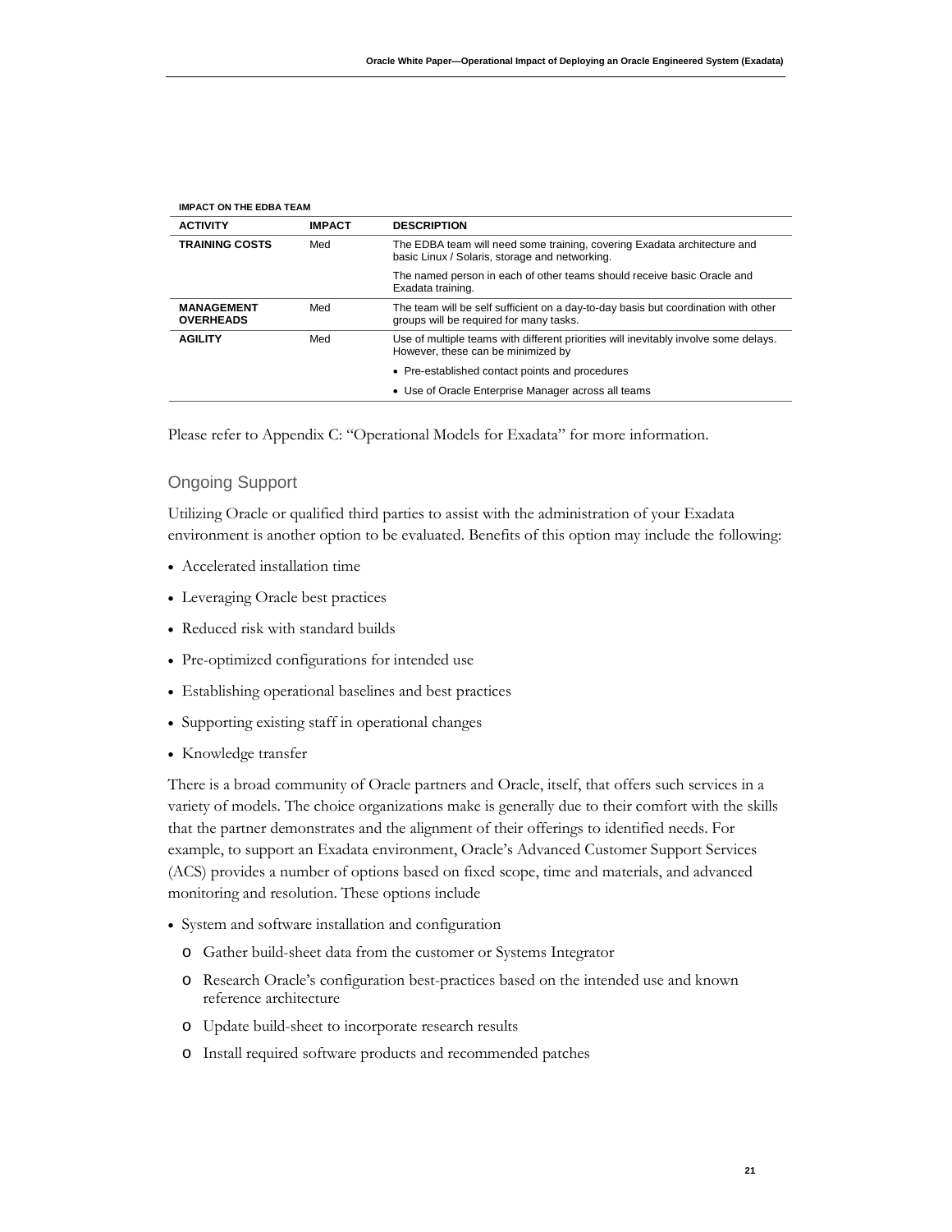**IMPACT ON THE EDBA TEAM**

| ACTIVITY | IMPACT | DESCRIPTION |
|---|---|---|
| **TRAINING COSTS** | Med | The EDBA team will need some training, covering Exadata architecture and basic Linux / Solaris, storage and networking.<br><br>The named person in each of other teams should receive basic Oracle and Exadata training. |
| **MANAGEMENT OVERHEADS** | Med | The team will be self sufficient on a day-to-day basis but coordination with other groups will be required for many tasks. |
| **AGILITY** | Med | Use of multiple teams with different priorities will inevitably involve some delays. However, these can be minimized by<br>• Pre-established contact points and procedures<br>• Use of Oracle Enterprise Manager across all teams |

Please refer to Appendix C: "Operational Models for Exadata" for more information.

## Ongoing Support

Utilizing Oracle or qualified third parties to assist with the administration of your Exadata environment is another option to be evaluated. Benefits of this option may include the following:

- Accelerated installation time
- Leveraging Oracle best practices
- Reduced risk with standard builds
- Pre-optimized configurations for intended use
- Establishing operational baselines and best practices
- Supporting existing staff in operational changes
- Knowledge transfer

There is a broad community of Oracle partners and Oracle, itself, that offers such services in a variety of models. The choice organizations make is generally due to their comfort with the skills that the partner demonstrates and the alignment of their offerings to identified needs. For example, to support an Exadata environment, Oracle's Advanced Customer Support Services (ACS) provides a number of options based on fixed scope, time and materials, and advanced monitoring and resolution. These options include

- System and software installation and configuration
  - Gather build-sheet data from the customer or Systems Integrator
  - Research Oracle's configuration best-practices based on the intended use and known reference architecture
  - Update build-sheet to incorporate research results
  - Install required software products and recommended patches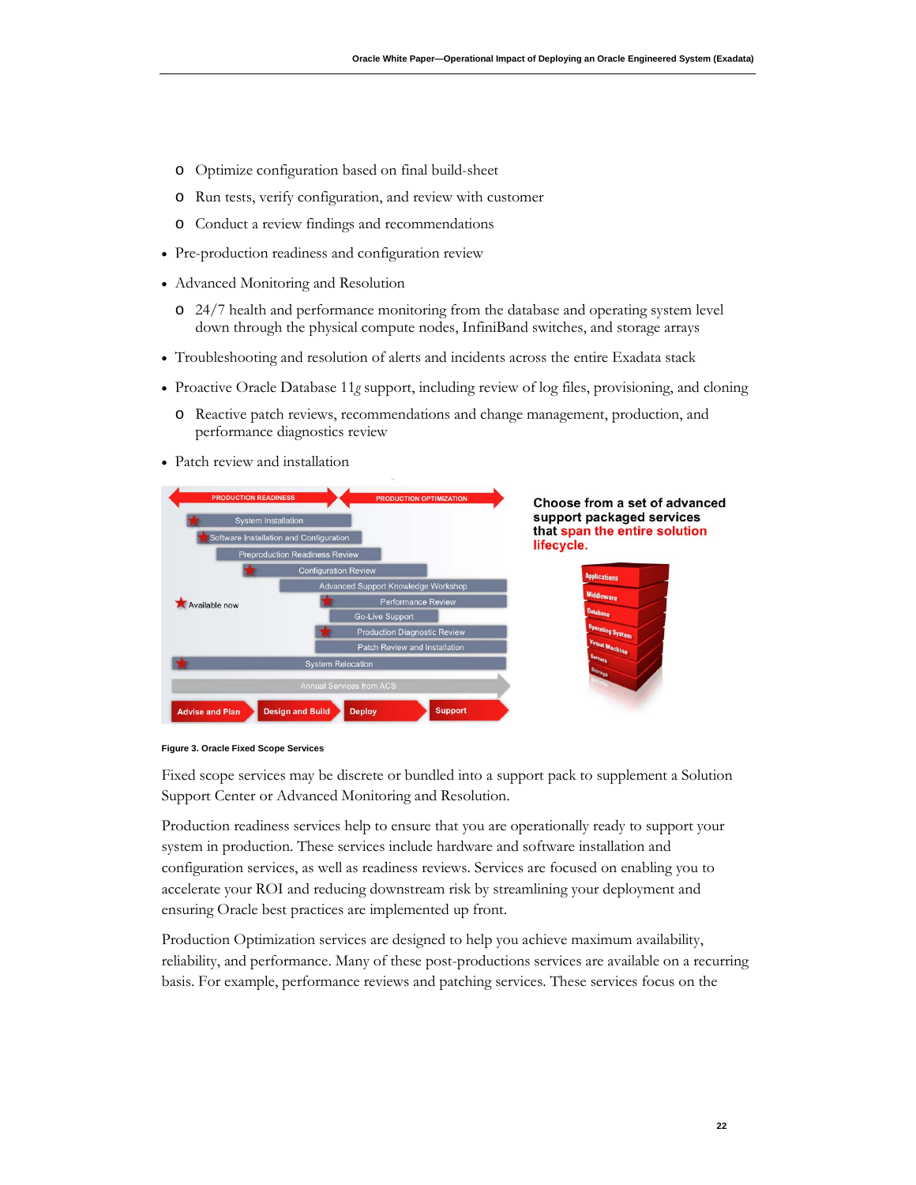- Optimize configuration based on final build-sheet
  - Run tests, verify configuration, and review with customer
  - Conduct a review findings and recommendations
- Pre-production readiness and configuration review
- Advanced Monitoring and Resolution
  - 24/7 health and performance monitoring from the database and operating system level down through the physical compute nodes, InfiniBand switches, and storage arrays
- Troubleshooting and resolution of alerts and incidents across the entire Exadata stack
- Proactive Oracle Database 11*g* support, including review of log files, provisioning, and cloning
  - Reactive patch reviews, recommendations and change management, production, and performance diagnostics review
- Patch review and installation

**Figure 3. Oracle Fixed Scope Services**

Fixed scope services may be discrete or bundled into a support pack to supplement a Solution Support Center or Advanced Monitoring and Resolution.

Production readiness services help to ensure that you are operationally ready to support your system in production. These services include hardware and software installation and configuration services, as well as readiness reviews. Services are focused on enabling you to accelerate your ROI and reducing downstream risk by streamlining your deployment and ensuring Oracle best practices are implemented up front.

Production Optimization services are designed to help you achieve maximum availability, reliability, and performance. Many of these post-productions services are available on a recurring basis. For example, performance reviews and patching services. These services focus on the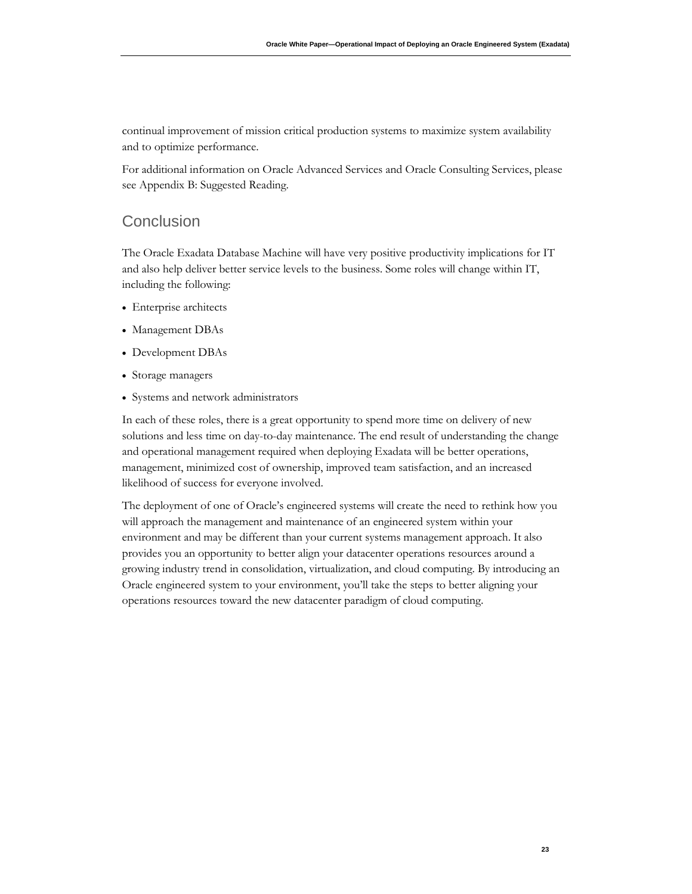continual improvement of mission critical production systems to maximize system availability and to optimize performance.

For additional information on Oracle Advanced Services and Oracle Consulting Services, please see Appendix B: Suggested Reading.

## Conclusion

The Oracle Exadata Database Machine will have very positive productivity implications for IT and also help deliver better service levels to the business. Some roles will change within IT, including the following:

- Enterprise architects
- Management DBAs
- Development DBAs
- Storage managers
- Systems and network administrators

In each of these roles, there is a great opportunity to spend more time on delivery of new solutions and less time on day-to-day maintenance. The end result of understanding the change and operational management required when deploying Exadata will be better operations, management, minimized cost of ownership, improved team satisfaction, and an increased likelihood of success for everyone involved.

The deployment of one of Oracle's engineered systems will create the need to rethink how you will approach the management and maintenance of an engineered system within your environment and may be different than your current systems management approach. It also provides you an opportunity to better align your datacenter operations resources around a growing industry trend in consolidation, virtualization, and cloud computing. By introducing an Oracle engineered system to your environment, you'll take the steps to better aligning your operations resources toward the new datacenter paradigm of cloud computing.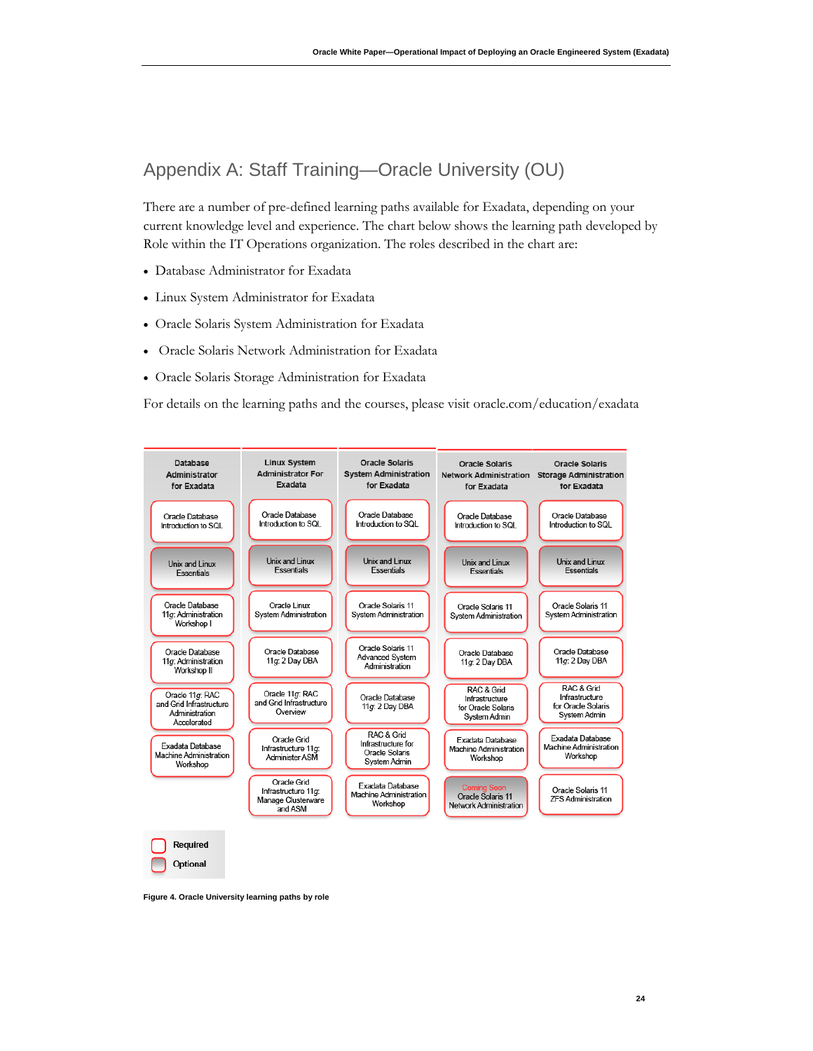# Appendix A: Staff Training—Oracle University (OU)

There are a number of pre-defined learning paths available for Exadata, depending on your current knowledge level and experience. The chart below shows the learning path developed by Role within the IT Operations organization. The roles described in the chart are:

- Database Administrator for Exadata
- Linux System Administrator for Exadata
- Oracle Solaris System Administration for Exadata
- Oracle Solaris Network Administration for Exadata
- Oracle Solaris Storage Administration for Exadata

For details on the learning paths and the courses, please visit oracle.com/education/exadata

| Database Administrator for Exadata | Linux System Administrator For Exadata | Oracle Solaris System Administration for Exadata | Oracle Solaris Network Administration for Exadata | Oracle Solaris Storage Administration for Exadata |
|---|---|---|---|---|
| Oracle Database Introduction to SQL | Oracle Database Introduction to SQL | Oracle Database Introduction to SQL | Oracle Database Introduction to SQL | Oracle Database Introduction to SQL |
| Unix and Linux Essentials | Unix and Linux Essentials | Unix and Linux Essentials | Unix and Linux Essentials | Unix and Linux Essentials |
| Oracle Database 11*g*: Administration Workshop I | Oracle Linux System Administration | Oracle Solaris 11 System Administration | Oracle Solaris 11 System Administration | Oracle Solaris 11 System Administration |
| Oracle Database 11*g*: Administration Workshop II | Oracle Database 11*g*: 2 Day DBA | Oracle Solaris 11 Advanced System Administration | Oracle Database 11*g*: 2 Day DBA | Oracle Database 11*g*: 2 Day DBA |
| Oracle 11*g*: RAC and Grid Infrastructure Administration Accelerated | Oracle 11*g*: RAC and Grid Infrastructure Overview | Oracle Database 11*g*: 2 Day DBA | RAC & Grid Infrastructure for Oracle Solaris System Admin | RAC & Grid Infrastructure for Oracle Solaris System Admin |
| Exadata Database Machine Administration Workshop | Oracle Grid Infrastructure 11*g*: Administer ASM | RAC & Grid Infrastructure for Oracle Solaris System Admin | Exadata Database Machine Administration Workshop | Exadata Database Machine Administration Workshop |
| | Oracle Grid Infrastructure 11*g*: Manage Clusterware and ASM | Exadata Database Machine Administration Workshop | Coming Soon Oracle Solaris 11 Network Administration | Oracle Solaris 11 ZFS Administration |

Legend: Required / Optional

Figure 4. Oracle University learning paths by role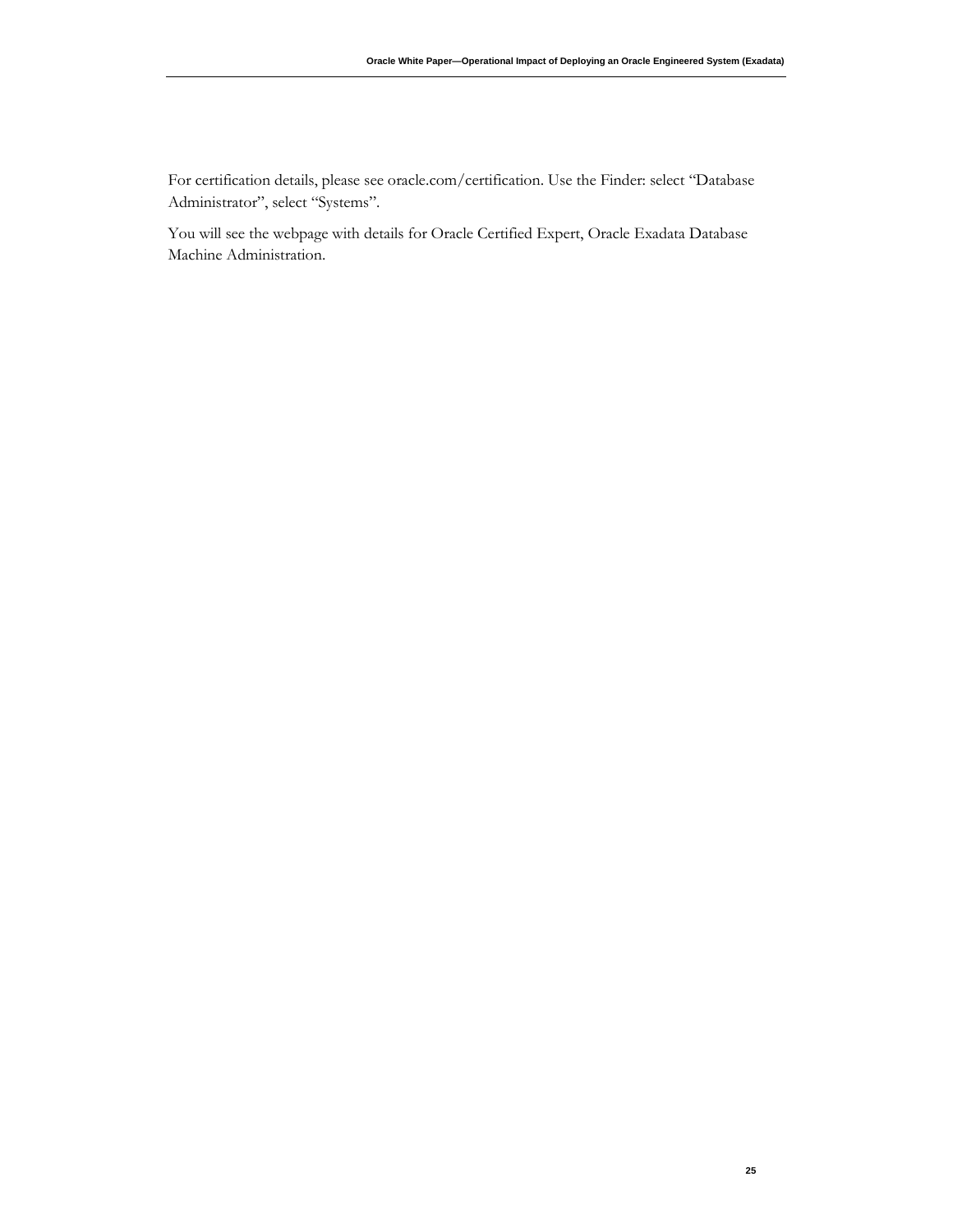For certification details, please see oracle.com/certification. Use the Finder: select "Database Administrator", select "Systems".

You will see the webpage with details for Oracle Certified Expert, Oracle Exadata Database Machine Administration.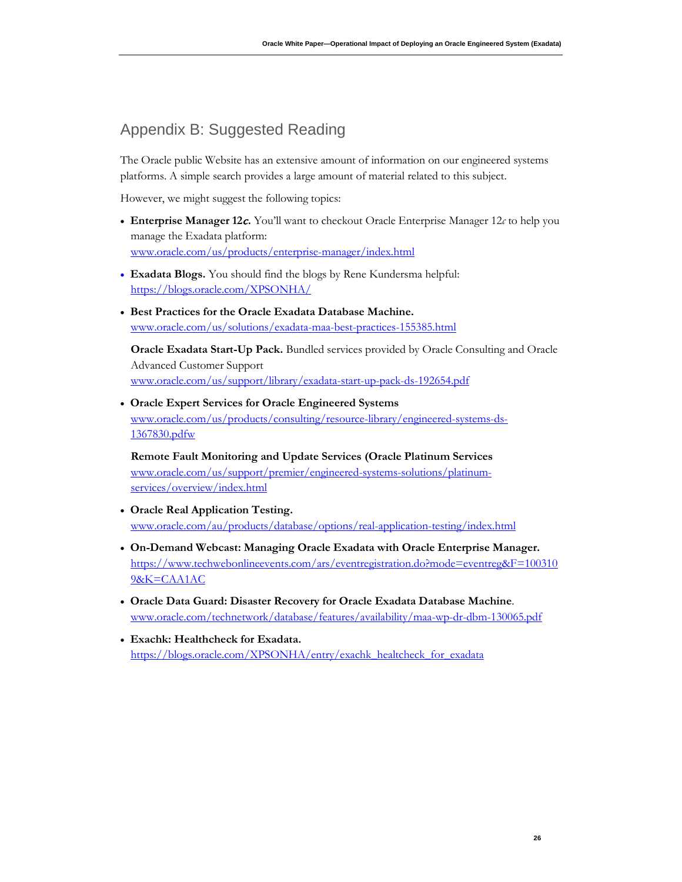## Appendix B: Suggested Reading

The Oracle public Website has an extensive amount of information on our engineered systems platforms. A simple search provides a large amount of material related to this subject.

However, we might suggest the following topics:

- **Enterprise Manager 12*c*.** You'll want to checkout Oracle Enterprise Manager 12*c* to help you manage the Exadata platform: www.oracle.com/us/products/enterprise-manager/index.html
- **Exadata Blogs.** You should find the blogs by Rene Kundersma helpful: https://blogs.oracle.com/XPSONHA/
- **Best Practices for the Oracle Exadata Database Machine.** www.oracle.com/us/solutions/exadata-maa-best-practices-155385.html

  **Oracle Exadata Start-Up Pack.** Bundled services provided by Oracle Consulting and Oracle Advanced Customer Support www.oracle.com/us/support/library/exadata-start-up-pack-ds-192654.pdf
- **Oracle Expert Services for Oracle Engineered Systems** www.oracle.com/us/products/consulting/resource-library/engineered-systems-ds-1367830.pdfw

  **Remote Fault Monitoring and Update Services (Oracle Platinum Services** www.oracle.com/us/support/premier/engineered-systems-solutions/platinum-services/overview/index.html
- **Oracle Real Application Testing.** www.oracle.com/au/products/database/options/real-application-testing/index.html
- **On-Demand Webcast: Managing Oracle Exadata with Oracle Enterprise Manager.** https://www.techwebonlineevents.com/ars/eventregistration.do?mode=eventreg&F=1003109&K=CAA1AC
- **Oracle Data Guard: Disaster Recovery for Oracle Exadata Database Machine**. www.oracle.com/technetwork/database/features/availability/maa-wp-dr-dbm-130065.pdf
- **Exachk: Healthcheck for Exadata.** https://blogs.oracle.com/XPSONHA/entry/exachk_healtcheck_for_exadata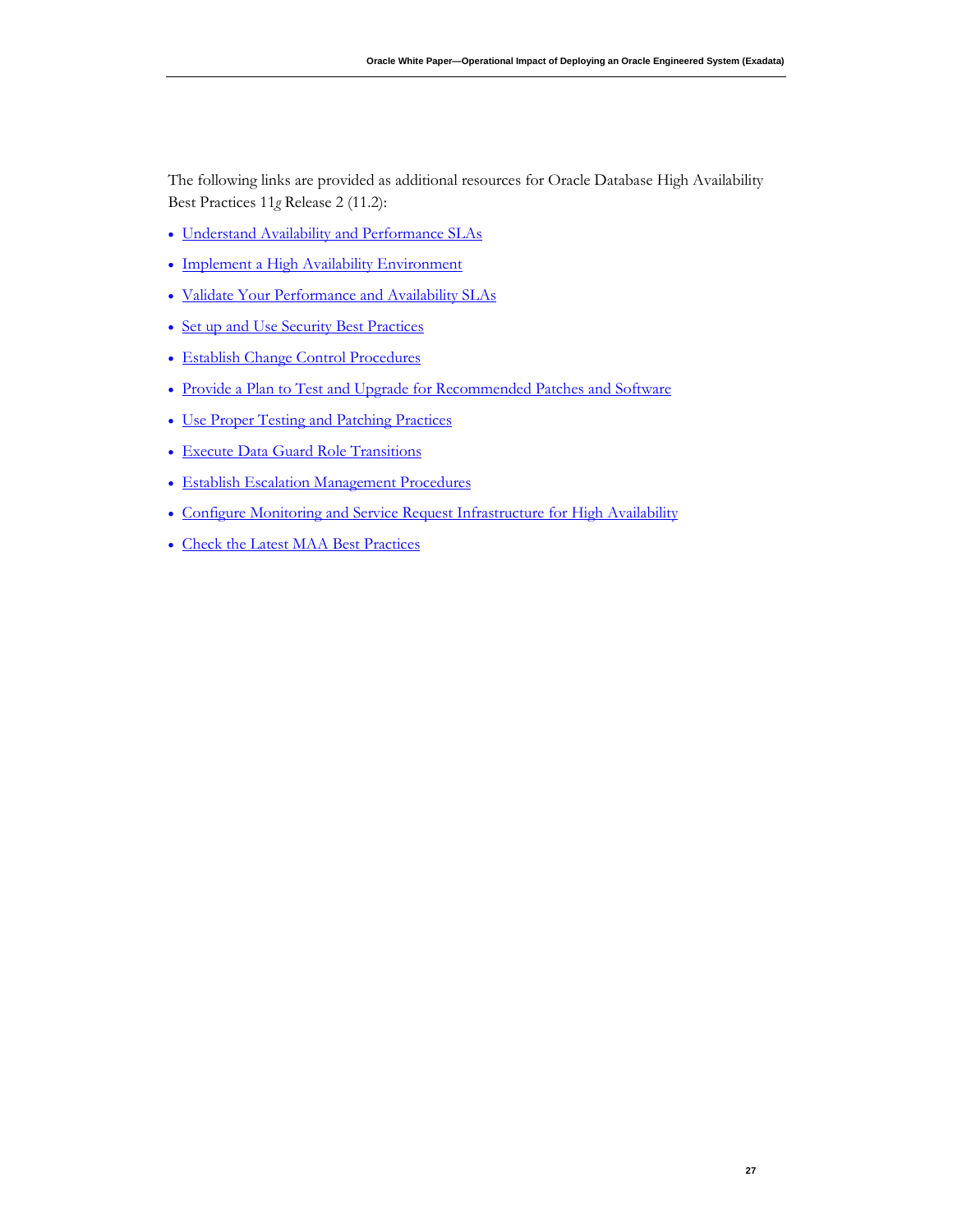The following links are provided as additional resources for Oracle Database High Availability Best Practices 11*g* Release 2 (11.2):

- Understand Availability and Performance SLAs
- Implement a High Availability Environment
- Validate Your Performance and Availability SLAs
- Set up and Use Security Best Practices
- Establish Change Control Procedures
- Provide a Plan to Test and Upgrade for Recommended Patches and Software
- Use Proper Testing and Patching Practices
- Execute Data Guard Role Transitions
- Establish Escalation Management Procedures
- Configure Monitoring and Service Request Infrastructure for High Availability
- Check the Latest MAA Best Practices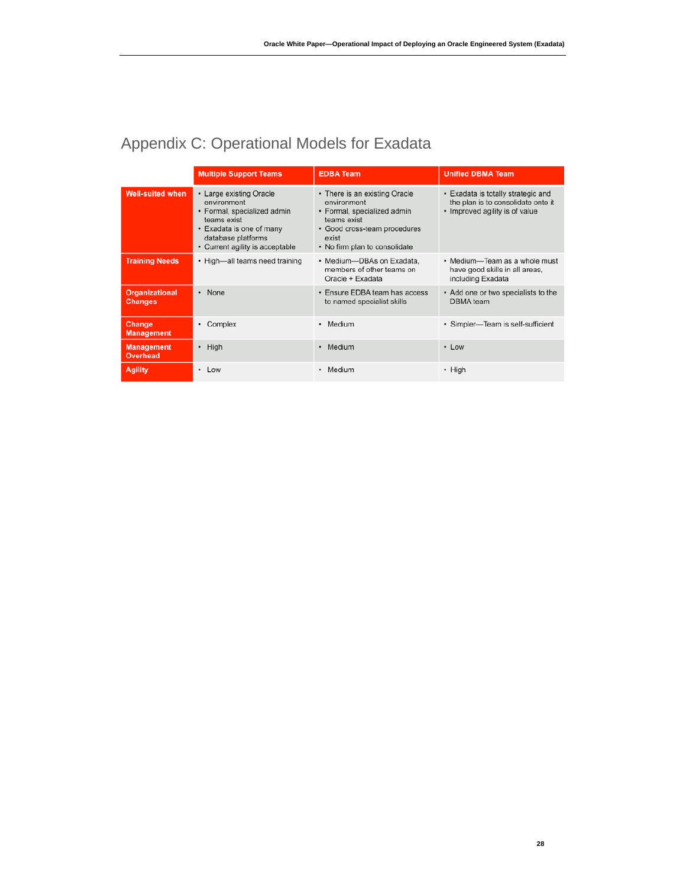# Appendix C: Operational Models for Exadata

| | Multiple Support Teams | EDBA Team | Unified DBMA Team |
|---|---|---|---|
| **Well-suited when** | • Large existing Oracle environment<br>• Formal, specialized admin teams exist<br>• Exadata is one of many database platforms<br>• Current agility is acceptable | • There is an existing Oracle environment<br>• Formal, specialized admin teams exist<br>• Good cross-team procedures exist<br>• No firm plan to consolidate | • Exadata is totally strategic and the plan is to consolidate onto it<br>• Improved agility is of value |
| **Training Needs** | • High—all teams need training | • Medium—DBAs on Exadata, members of other teams on Oracle + Exadata | • Medium—Team as a whole must have good skills in all areas, including Exadata |
| **Organizational Changes** | • None | • Ensure EDBA team has access to named specialist skills | • Add one or two specialists to the DBMA team |
| **Change Management** | • Complex | • Medium | • Simpler—Team is self-sufficient |
| **Management Overhead** | • High | • Medium | • Low |
| **Agility** | • Low | • Medium | • High |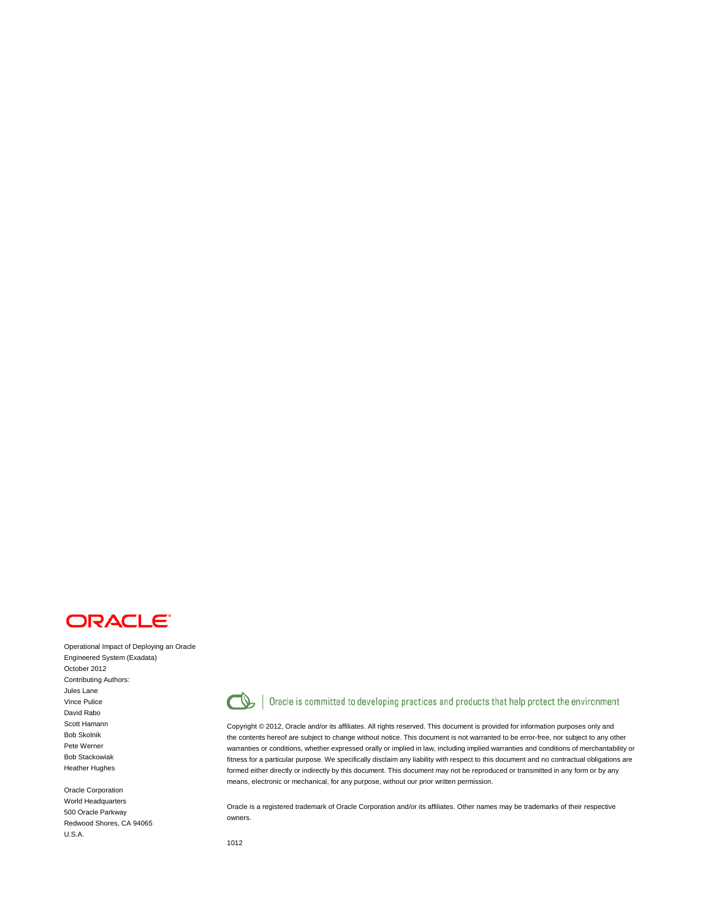ORACLE

Operational Impact of Deploying an Oracle Engineered System (Exadata)
October 2012
Contributing Authors:
Jules Lane
Vince Pulice
David Rabo
Scott Hamann
Bob Skolnik
Pete Werner
Bob Stackowiak
Heather Hughes

Oracle Corporation
World Headquarters
500 Oracle Parkway
Redwood Shores, CA 94065
U.S.A.

Oracle is committed to developing practices and products that help protect the environment

Copyright © 2012, Oracle and/or its affiliates. All rights reserved. This document is provided for information purposes only and the contents hereof are subject to change without notice. This document is not warranted to be error-free, nor subject to any other warranties or conditions, whether expressed orally or implied in law, including implied warranties and conditions of merchantability or fitness for a particular purpose. We specifically disclaim any liability with respect to this document and no contractual obligations are formed either directly or indirectly by this document. This document may not be reproduced or transmitted in any form or by any means, electronic or mechanical, for any purpose, without our prior written permission.

Oracle is a registered trademark of Oracle Corporation and/or its affiliates. Other names may be trademarks of their respective owners.

1012